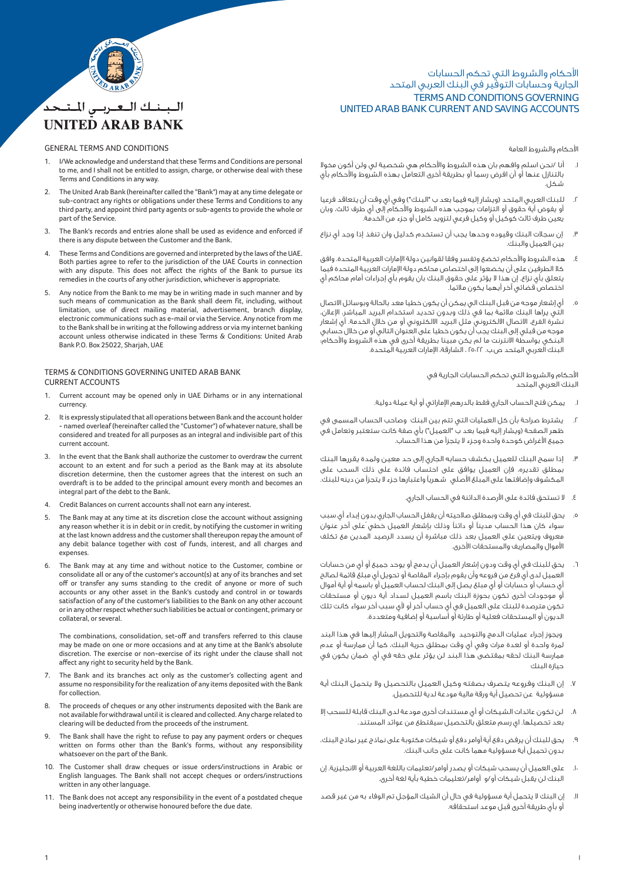# الأحكام والشروط التي تحكم الحسابات الجارية وحسابات التوفير في البنك العربي المتحد

# TERMS AND CONDITIONS GOVERNING UNITED ARAB BANK CURRENT AND SAVING ACCOUNTS

## GENERAL TERMS AND CONDITIONS

1. I/We acknowledge and understand that these Terms and Conditions are personal to me, and I shall not be entitled to assign, charge, or otherwise deal with these Terms and Conditions in any way.
2. The United Arab Bank (hereinafter called the "Bank") may at any time delegate or sub-contract any rights or obligations under these Terms and Conditions to any third party, and appoint third party agents or sub-agents to provide the whole or part of the Service.
3. The Bank's records and entries alone shall be used as evidence and enforced if there is any dispute between the Customer and the Bank.
4. These Terms and Conditions are governed and interpreted by the laws of the UAE. Both parties agree to refer to the jurisdiction of the UAE Courts in connection with any dispute. This does not affect the rights of the Bank to pursue its remedies in the courts of any other jurisdiction, whichever is appropriate.
5. Any notice from the Bank to me may be in writing made in such manner and by such means of communication as the Bank shall deem fit, including, without limitation, use of direct mailing material, advertisement, branch display, electronic communications such as e-mail or via the Service. Any notice from me to the Bank shall be in writing at the following address or via my internet banking account unless otherwise indicated in these Terms & Conditions: United Arab Bank P.O. Box 25022, Sharjah, UAE

## TERMS & CONDITIONS GOVERNING UNITED ARAB BANK CURRENT ACCOUNTS

1. Current account may be opened only in UAE Dirhams or in any international currency.
2. It is expressly stipulated that all operations between Bank and the account holder - named overleaf (hereinafter called the "Customer") of whatever nature, shall be considered and treated for all purposes as an integral and indivisible part of this current account.
3. In the event that the Bank shall authorize the customer to overdraw the current account to an extent and for such a period as the Bank may at its absolute discretion determine, then the customer agrees that the interest on such an overdraft is to be added to the principal amount every month and becomes an integral part of the debt to the Bank.
4. Credit Balances on current accounts shall not earn any interest.
5. The Bank may at any time at its discretion close the account without assigning any reason whether it is in debit or in credit, by notifying the customer in writing at the last known address and the customer shall thereupon repay the amount of any debit balance together with cost of funds, interest, and all charges and expenses.
6. The Bank may at any time and without notice to the Customer, combine or consolidate all or any of the customer's account(s) at any of its branches and set off or transfer any sums standing to the credit of anyone or more of such accounts or any other asset in the Bank's custody and control in or towards satisfaction of any of the customer's liabilities to the Bank on any other account or in any other respect whether such liabilities be actual or contingent, primary or collateral, or several.

   The combinations, consolidation, set-off and transfers referred to this clause may be made on one or more occasions and at any time at the Bank's absolute discretion. The exercise or non-exercise of its right under the clause shall not affect any right to security held by the Bank.
7. The Bank and its branches act only as the customer's collecting agent and assume no responsibility for the realization of any items deposited with the Bank for collection.
8. The proceeds of cheques or any other instruments deposited with the Bank are not available for withdrawal until it is cleared and collected. Any charge related to clearing will be deducted from the proceeds of the instrument.
9. The Bank shall have the right to refuse to pay any payment orders or cheques written on forms other than the Bank's forms, without any responsibility whatsoever on the part of the Bank.
10. The Customer shall draw cheques or issue orders/instructions in Arabic or English languages. The Bank shall not accept cheques or orders/instructions written in any other language.
11. The Bank does not accept any responsibility in the event of a postdated cheque being inadvertently or otherwise honoured before the due date.

## الأحكام والشروط العامة

١. أنا /نحن اسلم وافهم بان هذه الشروط والأحكام هي شخصية لي ولن أكون مخولا بالتنازل عنها أو أن افرض رسما أو بطريقة أخرى التعامل بهذه الشروط والأحكام بأي شكل.

٢. للبنك العربي المتحد (ويشار إليه فيما بعد ب "البنك") وفي أي وقت أن يتعاقد فرعيا أو يفوض أية حقوق أو التزامات بموجب هذه الشروط والأحكام إلى أي طرف ثالث، وبان يعين طرف ثالث كوكيل أو وكيل فرعي لتزويد كامل أو جزء من الخدمة.

٣. إن سجلات البنك وقيوده وحدها يجب أن تستخدم كدليل وان تنفذ إذا وجد أي نزاع بين العميل والبنك.

٤. هذه الشروط والأحكام تخضع وتفسر وفقا لقوانين دولة الإمارات العربية المتحدة. وافق كلا الطرفين على أن يخضعوا إلى اختصاص محاكم دولة الإمارات العربية المتحدة فيما يتعلق بأي نزاع. إن هذا لا يؤثر على حقوق البنك بان يقوم بأي إجراءات أمام محاكم أي اختصاص قضائي آخر أيهما يكون ملائما.

٥. أي إشعار موجه من قبل البنك الي يمكن أن يكون خطيا معد بالحالة وبوسائل الاتصال التي يراها البنك ملائمة بما في ذلك وبدون تحديد استخدام البريد المباشر، الإعلان، نشرة الفرع، الاتصال الالكتروني مثل البريد الالكتروني أو من خلال الخدمة. أي إشعار موجه من قبلي إلى البنك يجب أن يكون خطيا على العنوان التالي أو من خلال حسابي البنكي بواسطة الانترنت ما لم يكن مبينا بطريقة أخرى في هذه الشروط والأحكام: البنك العربي المتحد ص.ب. ٢٥٠٢٢ ، الشارقة، الإمارات العربية المتحدة.

## الأحكام والشروط التي تحكم الحسابات الجارية في البنك العربي المتحد

١. يمكن فتح الحساب الجاري فقط بالدرهم الإماراتي أو أية عملة دولية.

٢. يشترط صراحة بأن كل العمليات التي تتم بين البنك وصاحب الحساب المسمى في ظهر الصفحة (ويشار إليه فيما بعد ب "العميل") بأي صفة كانت ستعتبر وتعامل في جميع الأغراض كوحدة واحدة وجزء لا يتجزأ من هذا الحساب.

٣. إذا سمح البنك للعميل بكشف حسابه الجاري إلى حد معين ولمدة يقررها البنك بمطلق تقديره، فإن العميل يوافق على احتساب فائدة على ذلك السحب على المكشوف وإضافتها على المبلغ الأصلي شهرياً واعتبارها جزء لا يتجزأ من دينه للبنك.

٤. لا تستحق فائدة على الأرصدة الدائنة في الحساب الجاري.

٥. يحق للبنك في أي وقت وبمطلق صلاحيته أن يقفل الحساب الجاري بدون إبداء أي سبب سواء كان هذا الحساب مديناً أو دائناً وذلك بإشعار العميل خطياً على آخر عنوان معروف ويتعين على العميل بعد ذلك مباشرة أن يسدد الرصيد المدين مع تكلف الأموال والمصاريف والمستحقات الأخرى.

٦. يحق للبنك في أي وقت ودون إشعار العميل أن يدمج أو يوحد جميع أو أي من حسابات العميل لدى أي فرع من فروعه وأن يقوم بإجراء المقاصة أو تحويل أي مبلغ قائمة لصالح أي حساب أو حسابات أو أي مبلغ يصل إلى البنك لحساب العميل أو باسمه أو أية أموال أو موجودات أخرى تكون بحوزة البنك باسم العميل لسداد أية ديون أو مستحقات تكون مترصدة للبنك على العميل في أي حساب آخر أو لأي سبب آخر سواء كانت تلك الديون أو المستحقات فعلية أو طارئة أو أساسية أو إضافية ومتعددة.

ويجوز إجراء عمليات الدمج والتوحيد والمقاصة والتحويل المشار إليها في هذا البند لمرة واحدة أو لعدة مرات وفي أي وقت بمطلق حرية البنك، كما أن ممارسة أو عدم ممارسة البنك لحقه بمقتضى هذا البند لن يؤثر على حقه في أي ضمان يكون في حيازة البنك

٧. إن البنك وفروعه يتصرف بصفته وكيل العميل بالتحصيل ولا يتحمل البنك أية مسؤولية عن تحصيل أية ورقة مالية مودعة لدية للتحصيل.

٨. لن تكون عائدات الشيكات أو أي مستندات أخرى مودعة لدى البنك قابلة للسحب إلا بعد تحصيلها. اي رسم متعلق بالتحصيل سيقتطع من عوائد المستند.

٩. يحق للبنك أن يرفض دفع أية أوامر دفع أو شيكات مكتوبة على نماذج غير نماذج البنك، بدون تحميل أية مسؤولية مهما كانت على جانب البنك.

١٠. على العميل أن يسحب شيكات أو يصدر أوامر/تعليمات باللغة العربية أو الانجليزية. إن البنك لن يقبل شيكات أو/و أوامر/تعليمات خطية بأية لغة أخرى.

١١. إن البنك لا يتحمل أية مسؤولية في حال أن الشيك المؤجل تم الوفاء به من غير قصد أو بأي طريقة أخرى قبل موعد استحقاقه.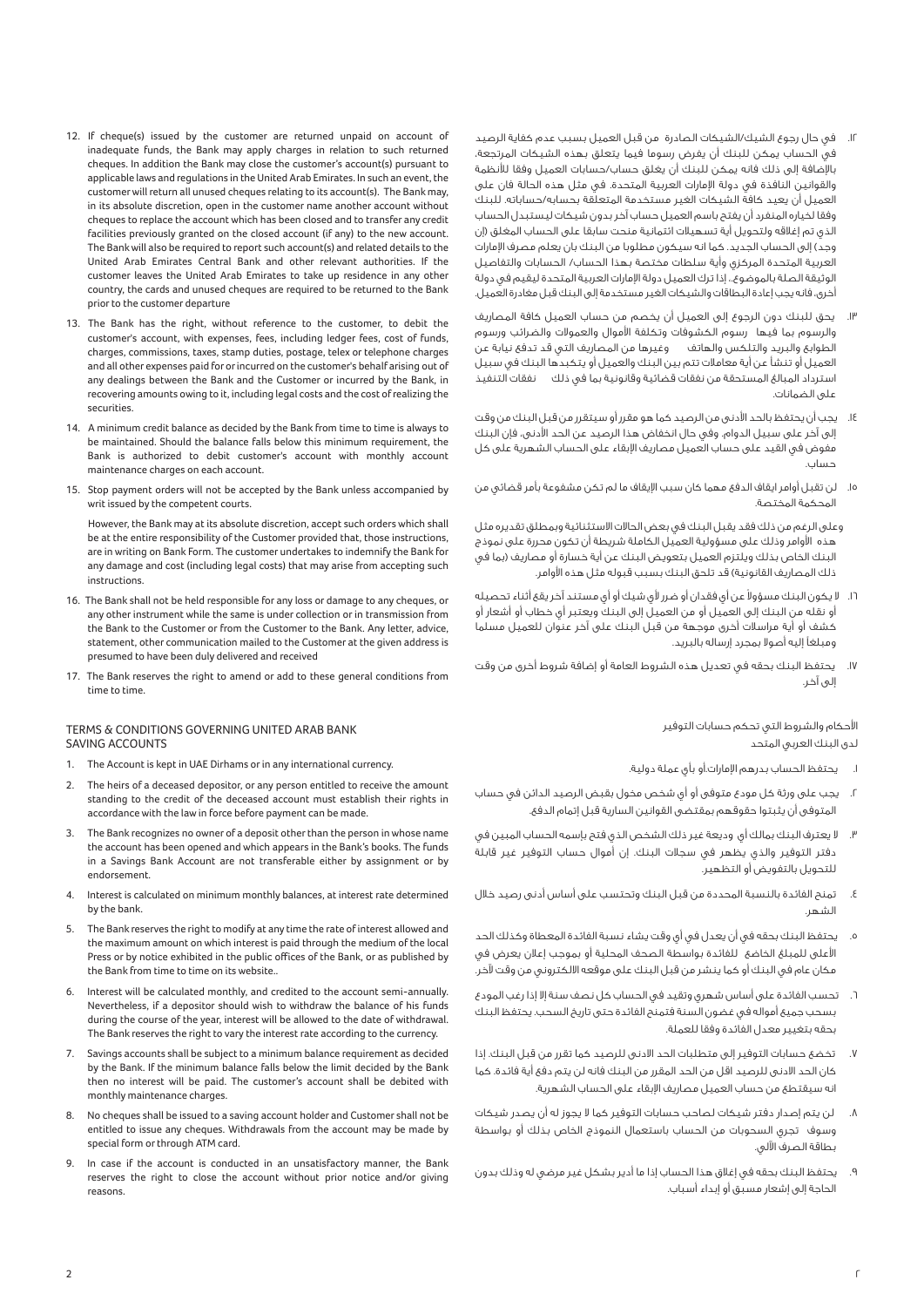12. If cheque(s) issued by the customer are returned unpaid on account of inadequate funds, the Bank may apply charges in relation to such returned cheques. In addition the Bank may close the customer's account(s) pursuant to applicable laws and regulations in the United Arab Emirates. In such an event, the customer will return all unused cheques relating to its account(s). The Bank may, in its absolute discretion, open in the customer name another account without cheques to replace the account which has been closed and to transfer any credit facilities previously granted on the closed account (if any) to the new account. The Bank will also be required to report such account(s) and related details to the United Arab Emirates Central Bank and other relevant authorities. If the customer leaves the United Arab Emirates to take up residence in any other country, the cards and unused cheques are required to be returned to the Bank prior to the customer departure

13. The Bank has the right, without reference to the customer, to debit the customer's account, with expenses, fees, including ledger fees, cost of funds, charges, commissions, taxes, stamp duties, postage, telex or telephone charges and all other expenses paid for or incurred on the customer's behalf arising out of any dealings between the Bank and the Customer or incurred by the Bank, in recovering amounts owing to it, including legal costs and the cost of realizing the securities.

14. A minimum credit balance as decided by the Bank from time to time is always to be maintained. Should the balance falls below this minimum requirement, the Bank is authorized to debit customer's account with monthly account maintenance charges on each account.

15. Stop payment orders will not be accepted by the Bank unless accompanied by writ issued by the competent courts.

    However, the Bank may at its absolute discretion, accept such orders which shall be at the entire responsibility of the Customer provided that, those instructions, are in writing on Bank Form. The customer undertakes to indemnify the Bank for any damage and cost (including legal costs) that may arise from accepting such instructions.

16. The Bank shall not be held responsible for any loss or damage to any cheques, or any other instrument while the same is under collection or in transmission from the Bank to the Customer or from the Customer to the Bank. Any letter, advice, statement, other communication mailed to the Customer at the given address is presumed to have been duly delivered and received

17. The Bank reserves the right to amend or add to these general conditions from time to time.

## TERMS & CONDITIONS GOVERNING UNITED ARAB BANK SAVING ACCOUNTS

1. The Account is kept in UAE Dirhams or in any international currency.

2. The heirs of a deceased depositor, or any person entitled to receive the amount standing to the credit of the deceased account must establish their rights in accordance with the law in force before payment can be made.

3. The Bank recognizes no owner of a deposit other than the person in whose name the account has been opened and which appears in the Bank's books. The funds in a Savings Bank Account are not transferable either by assignment or by endorsement.

4. Interest is calculated on minimum monthly balances, at interest rate determined by the bank.

5. The Bank reserves the right to modify at any time the rate of interest allowed and the maximum amount on which interest is paid through the medium of the local Press or by notice exhibited in the public offices of the Bank, or as published by the Bank from time to time on its website..

6. Interest will be calculated monthly, and credited to the account semi-annually. Nevertheless, if a depositor should wish to withdraw the balance of his funds during the course of the year, interest will be allowed to the date of withdrawal. The Bank reserves the right to vary the interest rate according to the currency.

7. Savings accounts shall be subject to a minimum balance requirement as decided by the Bank. If the minimum balance falls below the limit decided by the Bank then no interest will be paid. The customer's account shall be debited with monthly maintenance charges.

8. No cheques shall be issued to a saving account holder and Customer shall not be entitled to issue any cheques. Withdrawals from the account may be made by special form or through ATM card.

9. In case if the account is conducted in an unsatisfactory manner, the Bank reserves the right to close the account without prior notice and/or giving reasons.

١٢. في حال رجوع الشيك/الشيكات الصادرة من قبل العميل بسبب عدم كفاية الرصيد في الحساب يمكن للبنك أن يفرض رسوما فيما يتعلق بهذه الشيكات المرتجعة. بالإضافة إلى ذلك فانه يمكن للبنك أن يغلق حساب/حسابات العميل وفقا للأنظمة والقوانين النافذة في دولة الإمارات العربية المتحدة. في مثل هذه الحالة فان على العميل أن يعيد كافة الشيكات الغير مستخدمة المتعلقة بحسابه/حساباته. للبنك وفقا لخياره المنفرد أن يفتح باسم العميل حساب آخر بدون شيكات ليستبدل الحساب الذي تم إغلاقه ولتحويل أية تسهيلات ائتمانية منحت سابقا على الحساب المغلق (إن وجد) إلى الحساب الجديد. كما انه سيكون مطلوبا من البنك بان يعلم مصرف الإمارات العربية المتحدة المركزي وأية سلطات مختصة بهذا الحساب/ الحسابات والتفاصيل الوثيقة الصلة بالموضوع.. إذا ترك العميل دولة الإمارات العربية المتحدة ليقيم في دولة أخرى، فانه يجب إعادة البطاقات والشيكات الغير مستخدمة إلى البنك قبل مغادرة العميل.

١٣. يحق للبنك دون الرجوع إلى العميل أن يخصم من حساب العميل كافة المصاريف والرسوم بما فيها رسوم الكشوفات وتكلفة الأموال والعمولات والضرائب ورسوم الطوابع والبريد والتلكس والهاتف وغيرها من المصاريف التي قد تدفع نيابة عن العميل أو تنشأ عن أية معاملات تتم بين البنك والعميل أو يتكبدها البنك في سبيل استرداد المبالغ المستحقة من نفقات قضائية وقانونية بما في ذلك نفقات التنفيذ على الضمانات.

١٤. يجب أن يحتفظ بالحد الأدنى من الرصيد كما هو مقرر أو سيتقرر من قبل البنك من وقت إلى آخر على سبيل الدوام. وفي حال انخفاض هذا الرصيد عن الحد الأدنى، فإن البنك مفوض في القيد على حساب العميل مصاريف الإبقاء على الحساب الشهرية على كل حساب.

١٥. لن تقبل أوامر ايقاف الدفع مهما كان سبب الإيقاف ما لم تكن مشفوعة بأمر قضائي من المحكمة المختصة.

وعلى الرغم من ذلك فقد يقبل البنك في بعض الحالات الاستثنائية وبمطلق تقديره مثل هذه الأوامر وذلك على مسؤولية العميل الكاملة شريطة أن تكون محررة على نموذج البنك الخاص بذلك ويلتزم العميل بتعويض البنك عن أية خسارة أو مصاريف (بما في ذلك المصاريف القانونية) قد تلحق البنك بسبب قبوله مثل هذه الأوامر.

١٦. لا يكون البنك مسؤولاً عن أي فقدان أو ضرر لأي شيك أو أي مستند آخر يقع أثناء تحصيله أو نقله من البنك إلى العميل أو من العميل إلى البنك ويعتبر أي خطاب أو أشعار أو كشف أو أية مراسلات أخرى موجهة من قبل البنك على آخر عنوان للعميل مسلما ومبلغا إليه أصولا بمجرد إرساله بالبريد.

١٧. يحتفظ البنك بحقه في تعديل هذه الشروط العامة أو إضافة شروط أخرى من وقت إلى آخر.

## الأحكام والشروط التي تحكم حسابات التوفير لدى البنك العربي المتحد

١. يحتفظ الحساب بدرهم الإمارات أو بأي عملة دولية.

٢. يجب على ورثة كل مودع متوفى أو أي شخص مخول بقبض الرصيد الدائن في حساب المتوفى أن يثبتوا حقوقهم بمقتضى القوانين السارية قبل إتمام الدفع.

٣. لا يعترف البنك بمالك أي وديعة غير ذلك الشخص الذي فتح بإسمه الحساب المبين في دفتر التوفير والذي يظهر في سجلات البنك. إن أموال حساب التوفير غير قابلة للتحويل بالتفويض أو التظهير.

٤. تمنح الفائدة بالنسبة المحددة من قبل البنك وتحتسب على أساس أدنى رصيد خلال الشهر.

٥. يحتفظ البنك بحقه في أن يعدل في أي وقت يشاء نسبة الفائدة المعطاة وكذلك الحد الأعلى للمبلغ الخاضع للفائدة بواسطة الصحف المحلية أو بموجب إعلان يعرض في مكان عام في البنك أو كما ينشر من قبل البنك على موقعه الالكتروني من وقت لآخر.

٦. تحسب الفائدة على أساس شهري وتقيد في الحساب كل نصف سنة إلا إذا رغب المودع بسحب جميع أمواله في غضون السنة فتمنح الفائدة حتى تاريخ السحب. يحتفظ البنك بحقه بتغيير معدل الفائدة وفقا للعملة.

٧. تخضع حسابات التوفير إلى متطلبات الحد الادنى للرصيد كما تقرر من قبل البنك. إذا كان الحد الادنى للرصيد اقل من الحد المقرر من البنك فانه لن يتم دفع أية فائدة. كما انه سيقتطع من حساب العميل مصاريف الإبقاء على الحساب الشهرية.

٨. لن يتم إصدار دفتر شيكات لصاحب حسابات التوفير كما لا يجوز له أن يصدر شيكات وسوف تجري السحوبات من الحساب باستعمال النموذج الخاص بذلك أو بواسطة بطاقة الصرف الآلي.

٩. يحتفظ البنك بحقه في إغلاق هذا الحساب إذا ما أدير بشكل غير مرضي له وذلك بدون الحاجة إلى إشعار مسبق أو إبداء أسباب.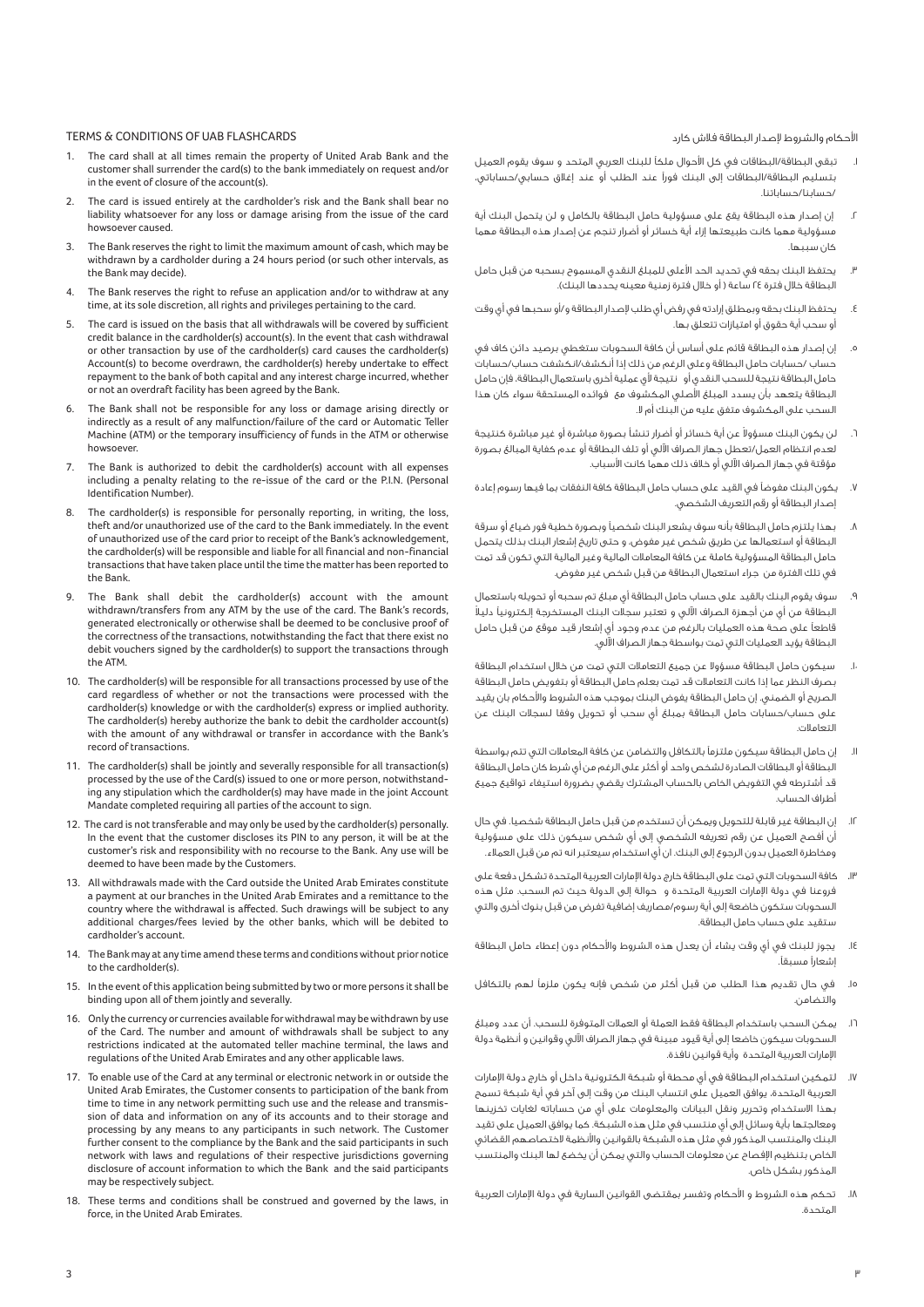# TERMS & CONDITIONS OF UAB FLASHCARDS

1. The card shall at all times remain the property of United Arab Bank and the customer shall surrender the card(s) to the bank immediately on request and/or in the event of closure of the account(s).
2. The card is issued entirely at the cardholder's risk and the Bank shall bear no liability whatsoever for any loss or damage arising from the issue of the card howsoever caused.
3. The Bank reserves the right to limit the maximum amount of cash, which may be withdrawn by a cardholder during a 24 hours period (or such other intervals, as the Bank may decide).
4. The Bank reserves the right to refuse an application and/or to withdraw at any time, at its sole discretion, all rights and privileges pertaining to the card.
5. The card is issued on the basis that all withdrawals will be covered by sufficient credit balance in the cardholder(s) account(s). In the event that cash withdrawal or other transaction by use of the cardholder(s) card causes the cardholder(s) Account(s) to become overdrawn, the cardholder(s) hereby undertake to effect repayment to the bank of both capital and any interest charge incurred, whether or not an overdraft facility has been agreed by the Bank.
6. The Bank shall not be responsible for any loss or damage arising directly or indirectly as a result of any malfunction/failure of the card or Automatic Teller Machine (ATM) or the temporary insufficiency of funds in the ATM or otherwise howsoever.
7. The Bank is authorized to debit the cardholder(s) account with all expenses including a penalty relating to the re-issue of the card or the P.I.N. (Personal Identification Number).
8. The cardholder(s) is responsible for personally reporting, in writing, the loss, theft and/or unauthorized use of the card to the Bank immediately. In the event of unauthorized use of the card prior to receipt of the Bank's acknowledgement, the cardholder(s) will be responsible and liable for all financial and non-financial transactions that have taken place until the time the matter has been reported to the Bank.
9. The Bank shall debit the cardholder(s) account with the amount withdrawn/transfers from any ATM by the use of the card. The Bank's records, generated electronically or otherwise shall be deemed to be conclusive proof of the correctness of the transactions, notwithstanding the fact that there exist no debit vouchers signed by the cardholder(s) to support the transactions through the ATM.
10. The cardholder(s) will be responsible for all transactions processed by use of the card regardless of whether or not the transactions were processed with the cardholder(s) knowledge or with the cardholder(s) express or implied authority. The cardholder(s) hereby authorize the bank to debit the cardholder account(s) with the amount of any withdrawal or transfer in accordance with the Bank's record of transactions.
11. The cardholder(s) shall be jointly and severally responsible for all transaction(s) processed by the use of the Card(s) issued to one or more person, notwithstanding any stipulation which the cardholder(s) may have made in the joint Account Mandate completed requiring all parties of the account to sign.
12. The card is not transferable and may only be used by the cardholder(s) personally. In the event that the customer discloses its PIN to any person, it will be at the customer's risk and responsibility with no recourse to the Bank. Any use will be deemed to have been made by the Customers.
13. All withdrawals made with the Card outside the United Arab Emirates constitute a payment at our branches in the United Arab Emirates and a remittance to the country where the withdrawal is affected. Such drawings will be subject to any additional charges/fees levied by the other banks, which will be debited to cardholder's account.
14. The Bank may at any time amend these terms and conditions without prior notice to the cardholder(s).
15. In the event of this application being submitted by two or more persons it shall be binding upon all of them jointly and severally.
16. Only the currency or currencies available for withdrawal may be withdrawn by use of the Card. The number and amount of withdrawals shall be subject to any restrictions indicated at the automated teller machine terminal, the laws and regulations of the United Arab Emirates and any other applicable laws.
17. To enable use of the Card at any terminal or electronic network in or outside the United Arab Emirates, the Customer consents to participation of the bank from time to time in any network permitting such use and the release and transmission of data and information on any of its accounts and to their storage and processing by any means to any participants in such network. The Customer further consent to the compliance by the Bank and the said participants in such network with laws and regulations of their respective jurisdictions governing disclosure of account information to which the Bank and the said participants may be respectively subject.
18. These terms and conditions shall be construed and governed by the laws, in force, in the United Arab Emirates.

# الأحكام والشروط لإصدار البطاقة فلاش كارد

١. تبقى البطاقة/البطاقات في كل الأحوال ملكاً للبنك العربي المتحد و سوف يقوم العميل بتسليم البطاقة/البطاقات إلى البنك فوراً عند الطلب أو عند إغلاق حسابي/حساباتي. /حسابنا/حساباتنا.

٢. إن إصدار هذه البطاقة يقع على مسؤولية حامل البطاقة بالكامل و لن يتحمل البنك أية مسؤولية مهما كانت طبيعتها إزاء أية خسائر أو أضرار تنجم عن إصدار هذه البطاقة مهما كان سببها.

٣. يحتفظ البنك بحقه في تحديد الحد الأعلى للمبلغ النقدي المسموح بسحبه من قبل حامل البطاقة خلال فترة ٢٤ ساعة ( أو خلال فترة زمنية معينه يحددها البنك).

٤. يحتفظ البنك بحقه وبمطلق إرادته في رفض أي طلب لإصدار البطاقة و/أو سحبها في أي وقت أو سحب أية حقوق أو امتيازات تتعلق بها.

٥. إن إصدار هذه البطاقة قائم على أساس أن كافة السحوبات ستغطى برصيد دائن كاف في حساب /حسابات حامل البطاقة وعلى الرغم من ذلك إذا أنكشف/انكشفت حساب/حسابات حامل البطاقة نتيجة للسحب النقدي أو نتيجة لأي عملية أخرى باستعمال البطاقة، فإن حامل البطاقة يتعهد بأن يسدد المبلغ الأصلي المكشوف مع فوائده المستحقة سواء كان هذا السحب على المكشوف متفق عليه من البنك أم لا.

٦. لن يكون البنك مسؤولاً عن أية خسائر أو أضرار تنشأ بصورة مباشرة أو غير مباشرة كنتيجة لعدم انتظام العمل/تعطل جهاز الصراف الآلي أو تلف البطاقة أو عدم كفاية المبالغ بصورة مؤقتة في جهاز الصراف الآلي أو خلاف ذلك مهما كانت الأسباب.

٧. يكون البنك مفوضاً في القيد على حساب حامل البطاقة كافة النفقات بما فيها رسوم إعادة إصدار البطاقة أو رقم التعريف الشخصي.

٨. بهذا يلتزم حامل البطاقة بأنه سوف يشعر البنك شخصياً وبصورة خطية فور ضياع أو سرقة البطاقة أو استعمالها عن طريق شخص غير مفوض، و حتى تاريخ إشعار البنك بذلك يتحمل حامل البطاقة المسؤولية كاملة عن كافة المعاملات المالية وغير المالية التي تكون قد تمت في تلك الفترة من جراء استعمال البطاقة من قبل شخص غير مفوض.

٩. سوف يقوم البنك بالقيد على حساب حامل البطاقة أي مبلغ تم سحبه أو تحويله باستعمال البطاقة من أي من أجهزة الصراف الآلي و تعتبر سجلات البنك المستخرجة إلكترونياً دليلاً قاطعاً على صحة هذه العمليات بالرغم من عدم وجود أي إشعار قيد موقع من قبل حامل البطاقة يؤيد العمليات التي تمت بواسطة جهاز الصراف الآلي.

١٠. سيكون حامل البطاقة مسؤولا عن جميع التعاملات التي تمت من خلال استخدام البطاقة بصرف النظر عما إذا كانت التعاملات قد تمت بعلم حامل البطاقة أو بتفويض حامل البطاقة الصريح أو الضمني. إن حامل البطاقة يفوض البنك بموجب هذه الشروط والأحكام بان يقيد على حساب/حسابات حامل البطاقة بمبلغ أي سحب أو تحويل وفقا لسجلات البنك عن التعاملات.

١١. إن حامل البطاقة سيكون ملتزماً بالتكافل والتضامن عن كافة المعاملات التي تتم بواسطة البطاقة أو البطاقات الصادرة لشخص واحد أو أكثر على الرغم من أي شرط كان حامل البطاقة قد أشترطه في التفويض الخاص بالحساب المشترك يقضي بضرورة استيفاء تواقيع جميع أطراف الحساب.

١٢. إن البطاقة غير قابلة للتحويل ويمكن أن تستخدم من قبل حامل البطاقة شخصيا. في حال أن أفصح العميل عن رقم تعريفه الشخصي إلى أي شخص سيكون ذلك على مسؤولية ومخاطرة العميل بدون الرجوع إلى البنك. ان أي استخدام سيعتبر انه تم من قبل العملاء .

١٣. كافة السحوبات التي تمت على البطاقة خارج دولة الإمارات العربية المتحدة تشكل دفعة على فروعنا في دولة الإمارات العربية المتحدة و حوالة إلى الدولة حيث تم السحب. مثل هذه السحوبات ستكون خاضعة إلى أية رسوم/مصاريف إضافية تفرض من قبل بنوك أخرى والتي ستقيد على حساب حامل البطاقة.

١٤. يجوز للبنك في أي وقت يشاء أن يعدل هذه الشروط والأحكام دون إعطاء حامل البطاقة إشعاراً مسبقاً.

١٥. في حال تقديم هذا الطلب من قبل أكثر من شخص فإنه يكون ملزماً لهم بالتكافل والتضامن.

١٦. يمكن السحب باستخدام البطاقة فقط العملة أو العملات المتوفرة للسحب. أن عدد ومبلغ السحوبات سيكون خاضعا إلى أية قيود مبينة في جهاز الصراف الآلي وقوانين و أنظمة دولة الإمارات العربية المتحدة وأية قوانين نافذة.

١٧. لتمكين استخدام البطاقة في أي محطة أو شبكة الكترونية داخل أو خارج دولة الإمارات العربية المتحدة، يوافق العميل على انتساب البنك من وقت إلى آخر في أية شبكة تسمح بهذا الاستخدام وتحرير ونقل البيانات والمعلومات على أي من حساباته لغايات تخزينها ومعالجتها بأية وسائل إلى أي منتسب في مثل هذه الشبكة. كما يوافق العميل على تقيد البنك والمنتسب المذكور في مثل هذه الشبكة بالقوانين والأنظمة لاختصاصهم القضائي الخاص بتنظيم الإفصاح عن معلومات الحساب والتي يمكن أن يخضع لها البنك والمنتسب المذكور بشكل خاص.

١٨. تحكم هذه الشروط و الأحكام وتفسر بمقتضى القوانين السارية في دولة الإمارات العربية المتحدة.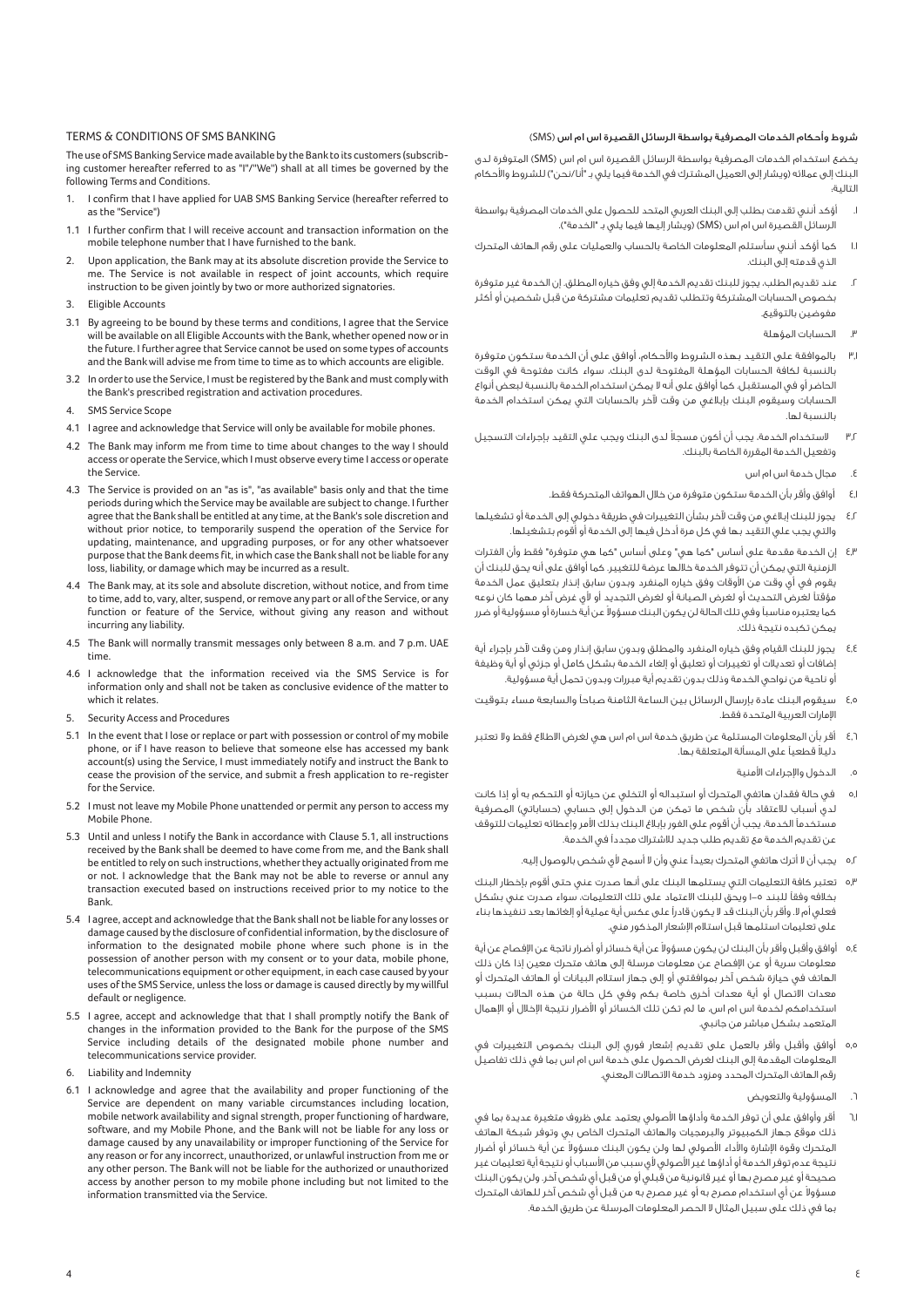## TERMS & CONDITIONS OF SMS BANKING

The use of SMS Banking Service made available by the Bank to its customers (subscribing customer hereafter referred to as the "I"/"We") shall at all times be governed by the following Terms and Conditions.

1. I confirm that I have applied for UAB SMS Banking Service (hereafter referred to as the "Service")

1.1 I further confirm that I will receive account and transaction information on the mobile telephone number that I have furnished to the bank.

2. Upon application, the Bank may at its absolute discretion provide the Service to me. The Service is not available in respect of joint accounts, which require instruction to be given jointly by two or more authorized signatories.

3. Eligible Accounts

3.1 By agreeing to be bound by these terms and conditions, I agree that the Service will be available on all Eligible Accounts with the Bank, whether opened now or in the future. I further agree that Service cannot be used on some types of accounts and the Bank will advise me from time to time as to which accounts are eligible.

3.2 In order to use the Service, I must be registered by the Bank and must comply with the Bank's prescribed registration and activation procedures.

4. SMS Service Scope

4.1 I agree and acknowledge that Service will only be available for mobile phones.

4.2 The Bank may inform me from time to time about changes to the way I should access or operate the Service, which I must observe every time I access or operate the Service.

4.3 The Service is provided on an "as is", "as available" basis only and that the time periods during which the Service may be available are subject to change. I further agree that the Bank shall be entitled at any time, at the Bank's sole discretion and without prior notice, to temporarily suspend the operation of the Service for updating, maintenance, and upgrading purposes, or for any other whatsoever purpose that the Bank deems fit, in which case the Bank shall not be liable for any loss, liability, or damage which may be incurred as a result.

4.4 The Bank may, at its sole and absolute discretion, without notice, and from time to time, add to, vary, alter, suspend, or remove any part or all of the Service, or any function or feature of the Service, without giving any reason and without incurring any liability.

4.5 The Bank will normally transmit messages only between 8 a.m. and 7 p.m. UAE time.

4.6 I acknowledge that the information received via the SMS Service is for information only and shall not be taken as conclusive evidence of the matter to which it relates.

5. Security Access and Procedures

5.1 In the event that I lose or replace or part with possession or control of my mobile phone, or if I have reason to believe that someone else has accessed my bank account(s) using the Service, I must immediately notify and instruct the Bank to cease the provision of the service, and submit a fresh application to re-register for the Service.

5.2 I must not leave my Mobile Phone unattended or permit any person to access my Mobile Phone.

5.3 Until and unless I notify the Bank in accordance with Clause 5.1, all instructions received by the Bank shall be deemed to have come from me, and the Bank shall be entitled to rely on such instructions, whether they actually originated from me or not. I acknowledge that the Bank may not be able to reverse or annul any transaction executed based on instructions received prior to my notice to the Bank.

5.4 I agree, accept and acknowledge that the Bank shall not be liable for any losses or damage caused by the disclosure of confidential information, by the disclosure of information to the designated mobile phone where such phone is in the possession of another person with my consent or to your data, mobile phone, telecommunications equipment or other equipment, in each case caused by your uses of the SMS Service, unless the loss or damage is caused directly by my willful default or negligence.

5.5 I agree, accept and acknowledge that that I shall promptly notify the Bank of changes in the information provided to the Bank for the purpose of the SMS Service including details of the designated mobile phone number and telecommunications service provider.

6. Liability and Indemnity

6.1 I acknowledge and agree that the availability and proper functioning of the Service are dependent on many variable circumstances including location, mobile network availability and signal strength, proper functioning of hardware, software, and my Mobile Phone, and the Bank will not be liable for any loss or damage caused by any unavailability or improper functioning of the Service for any reason or for any incorrect, unauthorized, or unlawful instruction from me or any other person. The Bank will not be liable for the authorized or unauthorized access by another person to my mobile phone including but not limited to the information transmitted via the Service.

## شروط وأحكام الخدمات المصرفية بواسطة الرسائل القصيرة اس ام اس (SMS)

يخضع استخدام الخدمات المصرفية بواسطة الرسائل القصيرة اس ام اس (SMS) المتوفرة لدى البنك إلى عملائه (ويشار إلى العميل المشترك في الخدمة فيما يلي بـ "أنا/نحن") للشروط والأحكام التالية:

١. أؤكد أنني تقدمت بطلب إلى البنك العربي المتحد للحصول على الخدمات المصرفية بواسطة الرسائل القصيرة اس ام اس (SMS) (ويشار إليها فيما يلي بـ "الخدمة").

١.١ كما أؤكد أنني سأستلم المعلومات الخاصة بالحساب والعمليات على رقم الهاتف المتحرك الذي قدمته إلى البنك.

٢. عند تقديم الطلب، يجوز للبنك تقديم الخدمة إلي وفق خياره المطلق. إن الخدمة غير متوفرة بخصوص الحسابات المشتركة وتتطلب تقديم تعليمات مشتركة من قبل شخصين أو أكثر مفوضين بالتوقيع.

٣. الحسابات المؤهلة

٣.١ بالموافقة على التقيد بهذه الشروط والأحكام، أوافق على أن الخدمة ستكون متوفرة بالنسبة لكافة الحسابات المؤهلة المفتوحة لدى البنك، سواء كانت مفتوحة في الوقت الحاضر أو في المستقبل. كما أوافق على أنه لا يمكن استخدام الخدمة بالنسبة لبعض أنواع الحسابات وسيقوم البنك بإبلاغي من وقت لآخر بالحسابات التي يمكن استخدام الخدمة بالنسبة لها.

٣.٢ لاستخدام الخدمة، يجب أن أكون مسجلاً لدى البنك ويجب علي التقيد بإجراءات التسجيل وتفعيل الخدمة المقررة الخاصة بالبنك.

٤. مجال خدمة اس ام اس

٤.١ أوافق وأقر بأن الخدمة ستكون متوفرة من خلال الهواتف المتحركة فقط.

٤.٢ يجوز للبنك إبلاغي من وقت لآخر بشأن التغييرات في طريقة دخولي إلى الخدمة أو تشغيلها والتي يجب علي التقيد بها في كل مرة أدخل فيها إلى الخدمة أو أقوم بتشغيلها.

٤.٣ إن الخدمة مقدمة على أساس "كما هي" وعلى أساس "كما هي متوفرة" فقط وأن الفترات الزمنية التي يمكن أن تتوفر الخدمة خلالها عرضة للتغيير. كما أوافق على أنه يحق للبنك أن يقوم في أي وقت من الأوقات وفق خياره المنفرد وبدون سابق إنذار بتعليق عمل الخدمة مؤقتاً لغرض التحديث أو لغرض الصيانة أو لغرض التجديد أو لأي غرض آخر مهما كان نوعه كما يعتبره مناسباً وفي تلك الحالة لن يكون البنك مسؤولاً عن أية خسارة أو مسؤولية أو ضرر يمكن تكبده نتيجة ذلك.

٤.٤ يجوز للبنك القيام، وفق خياره المنفرد والمطلق وبدون سابق إنذار ومن وقت لآخر بإجراء أية إضافات أو تغييرات أو تعديلات أو تعليق أو إلغاء الخدمة بشكل كامل أو جزئي أو أية وظيفة أو ناحية من نواحي الخدمة وذلك بدون تقديم أية مبررات وبدون تحمل أية مسؤولية.

٤.٥ سيقوم البنك عادة بإرسال الرسائل بين الساعة الثامنة صباحاً والسابعة مساء بتوقيت الإمارات العربية المتحدة فقط.

٤.٦ أقر بأن المعلومات المستلمة عن طريق خدمة اس ام اس هي لغرض الاطلاع فقط ولا تعتبر دليلاً قطعياً على المسألة المتعلقة بها.

٥. الدخول والإجراءات الأمنية

٥.١ في حالة فقدان هاتفي المتحرك أو استبداله أو التخلي عن حيازته أو التحكم به أو إذا كانت لدي أسباب للاعتقاد بأن شخص ما تمكن من الدخول إلى حسابي (حساباتي) المصرفية مستخدماً الخدمة، يجب أن أقوم على الفور بإبلاغ البنك بذلك الأمر وإعطائه تعليمات للتوقف عن تقديم الخدمة مع تقديم طلب جديد للاشتراك مجدداً في الخدمة.

٥.٢ يجب أن لا أترك هاتفي المتحرك بعيداً عني وأن لا أسمح لأي شخص بالوصول إليه.

٥.٣ تعتبر كافة التعليمات التي يستلمها البنك على أنها صدرت عني حتى أقوم بإخطار البنك بخلافه وفقاً للبند ٥-١ ويحق للبنك الاعتماد على تلك التعليمات، سواء صدرت عني بشكل فعلي أم لا. وأقر بأن البنك قد لا يكون قادراً على عكس أية عملية أو إلغائها بعد تنفيذها بناء على تعليمات استلمها قبل استلام الإشعار المذكور مني.

٥.٤ أوافق وأقبل وأقر بأن البنك لن يكون مسؤولاً عن أية خسائر أو أضرار ناتجة عن الإفصاح عن أية معلومات سرية أو عن الإفصاح عن معلومات مرسلة إلى هاتف متحرك معين إذا كان ذلك الهاتف في حيازة شخص آخر بموافقتي أو إلى جهاز استلام البيانات أو الهاتف المتحرك أو معدات الاتصال أو أية معدات أخرى خاصة بكم وفي كل حالة من هذه الحالات بسبب استخدامكم لخدمة اس ام اس، ما لم تكن تلك الخسائر أو الأضرار نتيجة الإخلال أو الإهمال المتعمد بشكل مباشر من جانبي.

٥.٥ أوافق وأقبل وأقر بالعمل على تقديم إشعار فوري إلى البنك بخصوص التغييرات في المعلومات المقدمة إلى البنك لغرض الحصول على خدمة اس ام اس بما في ذلك تفاصيل رقم الهاتف المتحرك المحدد ومزود خدمة الاتصالات المعني.

٦. المسؤولية والتعويض

٦.١ أقر وأوافق على أن توفر الخدمة وأداؤها الأصولي يعتمد على ظروف متغيرة عديدة بما في ذلك موقع جهاز الكمبيوتر والبرمجيات والهاتف المتحرك الخاص بي وتوفر شبكة الهاتف المتحرك وقوة الإشارة والأداء الأصولي لها ولن يكون البنك مسؤولاً عن أية خسائر أو أضرار نتيجة عدم توفر الخدمة أو أدائها غير الأصولي لأي سبب من الأسباب أو نتيجة أية تعليمات غير صحيحة أو غير مصرح بها أو غير قانونية من قبلي أو من قبل أي شخص آخر. ولن يكون البنك مسؤولاً عن أي استخدام مصرح به أو غير مصرح به من قبل أي شخص آخر للهاتف المتحرك بما في ذلك على سبيل المثال لا الحصر المعلومات المرسلة عن طريق الخدمة.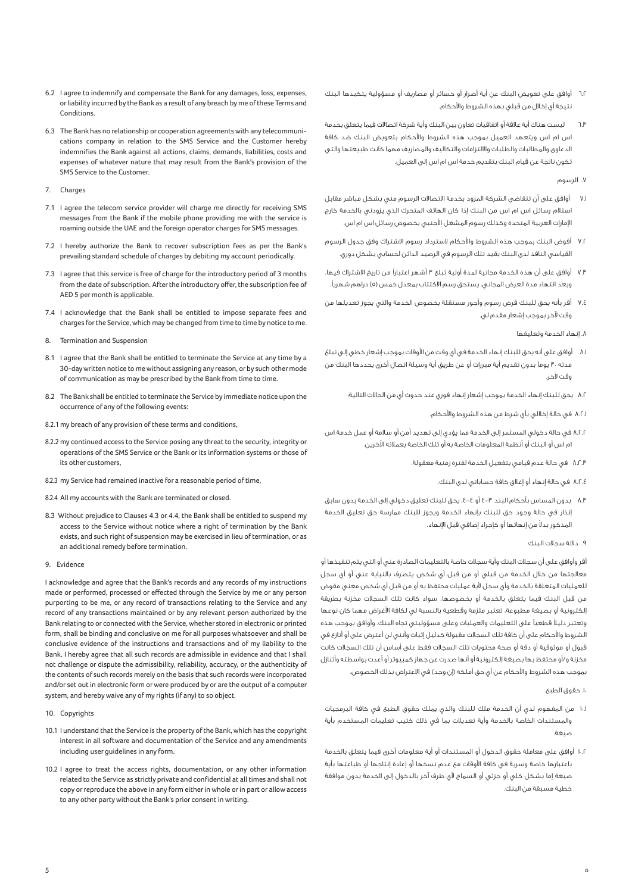6.2 I agree to indemnify and compensate the Bank for any damages, loss, expenses, or liability incurred by the Bank as a result of any breach by me of these Terms and Conditions.

6.3 The Bank has no relationship or cooperation agreements with any telecommunications company in relation to the SMS Service and the Customer hereby indemnifies the Bank against all actions, claims, demands, liabilities, costs and expenses of whatever nature that may result from the Bank's provision of the SMS Service to the Customer.

7. Charges

7.1 I agree the telecom service provider will charge me directly for receiving SMS messages from the Bank if the mobile phone providing me with the service is roaming outside the UAE and the foreign operator charges for SMS messages.

7.2 I hereby authorize the Bank to recover subscription fees as per the Bank's prevailing standard schedule of charges by debiting my account periodically.

7.3 I agree that this service is free of charge for the introductory period of 3 months from the date of subscription. After the introductory offer, the subscription fee of AED 5 per month is applicable.

7.4 I acknowledge that the Bank shall be entitled to impose separate fees and charges for the Service, which may be changed from time to time by notice to me.

8. Termination and Suspension

8.1 I agree that the Bank shall be entitled to terminate the Service at any time by a 30-day written notice to me without assigning any reason, or by such other mode of communication as may be prescribed by the Bank from time to time.

8.2 The Bank shall be entitled to terminate the Service by immediate notice upon the occurrence of any of the following events:

8.2.1 my breach of any provision of these terms and conditions,

8.2.2 my continued access to the Service posing any threat to the security, integrity or operations of the SMS Service or the Bank or its information systems or those of its other customers,

8.2.3 my Service had remained inactive for a reasonable period of time,

8.2.4 All my accounts with the Bank are terminated or closed.

8.3 Without prejudice to Clauses 4.3 or 4.4, the Bank shall be entitled to suspend my access to the Service without notice where a right of termination by the Bank exists, and such right of suspension may be exercised in lieu of termination, or as an additional remedy before termination.

9. Evidence

I acknowledge and agree that the Bank's records and any records of my instructions made or performed, processed or effected through the Service by me or any person purporting to be me, or any record of transactions relating to the Service and any record of any transactions maintained or by any relevant person authorized by the Bank relating to or connected with the Service, whether stored in electronic or printed form, shall be binding and conclusive on me for all purposes whatsoever and shall be conclusive evidence of the instructions and transactions and of my liability to the Bank. I hereby agree that all such records are admissible in evidence and that I shall not challenge or dispute the admissibility, reliability, accuracy, or the authenticity of the contents of such records merely on the basis that such records were incorporated and/or set out in electronic form or were produced by or are the output of a computer system, and hereby waive any of my rights (if any) to so object.

10. Copyrights

10.1 I understand that the Service is the property of the Bank, which has the copyright interest in all software and documentation of the Service and any amendments including user guidelines in any form.

10.2 I agree to treat the access rights, documentation, or any other information related to the Service as strictly private and confidential at all times and shall not copy or reproduce the above in any form either in whole or in part or allow access to any other party without the Bank's prior consent in writing.

٦.٢ أوافق على تعويض البنك عن أية أضرار أو خسائر أو مصاريف أو مسؤولية يتكبدها البنك نتيجة أي إخلال من قبلي بهذه الشروط والأحكام.

٦.٣ ليست هناك أية علاقة أو اتفاقيات تعاون بين البنك وأية شركة اتصالات فيما يتعلق بخدمة اس ام اس ويتعهد العميل بموجب هذه الشروط والأحكام بتعويض البنك ضد كافة الدعاوى والمطالبات والطلبات والالتزامات والتكاليف والمصاريف مهما كانت طبيعتها والتي تكون ناتجة عن قيام البنك بتقديم خدمة اس ام اس إلى العميل.

٧. الرسوم

٧.١ أوافق على أن تتقاضى الشركة المزود بخدمة الاتصالات الرسوم مني بشكل مباشر مقابل استلام رسائل اس ام اس من البنك إذا كان الهاتف المتحرك الذي يزودني بالخدمة خارج الإمارات العربية المتحدة وكذلك رسوم المشغل الأجنبي بخصوص رسائل اس ام اس.

٧.٢ أفوض البنك بموجب هذه الشروط والأحكام لاسترداد رسوم الاشتراك وفق جدول الرسوم القياسي النافذ لدى البنك بقيد تلك الرسوم في الرصيد الدائن لحسابي بشكل دوري.

٧.٣ أوافق على أن هذه الخدمة مجانية لمدة أولية تبلغ ٣ أشهر اعتباراً من تاريخ الاشتراك فيها. وبعد انتهاء مدة العرض المجاني، يستحق رسم الاكتتاب بمعدل خمس (٥) دراهم شهرياً.

٧.٤ أقر بأنه يحق للبنك فرض رسوم وأجور مستقلة بخصوص الخدمة والتي يجوز تعديلها من وقت لآخر بموجب إشعار مقدم لي.

٨. إنهاء الخدمة وتعليقها

٨.١ أوافق على أنه يحق للبنك إنهاء الخدمة في أي وقت من الأوقات بموجب إشعار خطي إلي تبلغ مدته ٣٠ يوماً بدون تقديم أية مبررات أو عن طريق أية وسيلة اتصال أخرى يحددها البنك من وقت لآخر.

٨.٢ يحق للبنك إنهاء الخدمة بموجب إشعار إنهاء فوري عند حدوث أي من الحالات التالية:

٨.٢.١ في حالة إخلالي بأي شرط من هذه الشروط والأحكام.

٨.٢.٢ في حالة دخولي المستمر إلى الخدمة مما يؤدي إلى تهديد أمن أو سلامة أو عمل خدمة اس ام اس أو البنك أو أنظمة المعلومات الخاصة به أو تلك الخاصة بعملائه الآخرين.

٨.٢.٣ في حالة عدم قيامي بتفعيل الخدمة لفترة زمنية معقولة.

٨.٢.٤ في حالة إنهاء أو إغلاق كافة حساباتي لدى البنك.

٨.٣ بدون المساس بأحكام البند ٤-٣ أو ٤-٤، يحق للبنك تعليق دخولي إلى الخدمة بدون سابق إنذار في حالة وجود حق للبنك بإنهاء الخدمة ويجوز للبنك ممارسة حق تعليق الخدمة المذكور بدلاً من إنهائها أو كإجراء إضافي قبل الإنهاء.

٩. دلالة سجلات البنك

أقر وأوافق على أن سجلات البنك وأية سجلات خاصة بالتعليمات الصادرة عني أو التي يتم تنفيذها أو معالجتها من خلال الخدمة من قبلي أو من قبل أي شخص يتصرف بالنيابة عني أو أي سجل للعمليات المتعلقة بالخدمة وأي سجل لأية عمليات محتفظ به أو من قبل أي شخص معني مفوض من قبل البنك فيما يتعلق بالخدمة أو بخصوصها، سواء كانت تلك السجلات مخزنة بطريقة إلكترونية أو بصيغة مطبوعة، تعتبر ملزمة وقطعية بالنسبة لي لكافة الأغراض مهما كان نوعها وتعتبر دليلاً قطعياً على التعليمات والعمليات وعلى مسؤوليتي تجاه البنك. وأوافق بموجب هذه الشروط والأحكام على أن كافة تلك السجلات مقبولة كدليل إثبات وأنني لن أعترض على أو أنازع في قبول أو موثوقية أو دقة أو صحة محتويات تلك السجلات فقط على أساس أن تلك السجلات كانت مخزنة و/أو محتفظ بها بصيغة إلكترونية أو أنها صدرت عن جهاز كمبيوتر أو أعدت بواسطته وأتنازل بموجب هذه الشروط والأحكام عن أي حق أملكه (إن وجد) في الاعتراض بذلك الخصوص.

١٠. حقوق الطبع

١٠.١ من المفهوم لدي أن الخدمة ملك للبنك والذي يملك حقوق الطبع في كافة البرمجيات والمستندات الخاصة بالخدمة وأية تعديلات بما في ذلك كتيب تعليمات المستخدم بأية صيغة.

١٠.٢ أوافق على معاملة حقوق الدخول أو المستندات أو أية معلومات أخرى فيما يتعلق بالخدمة باعتبارها خاصة وسرية في كافة الأوقات مع عدم نسخها أو إعادة إنتاجها أو طباعتها بأية صيغة إما بشكل كلي أو جزئي أو السماح لأي طرف آخر بالدخول إلى الخدمة بدون موافقة خطية مسبقة من البنك.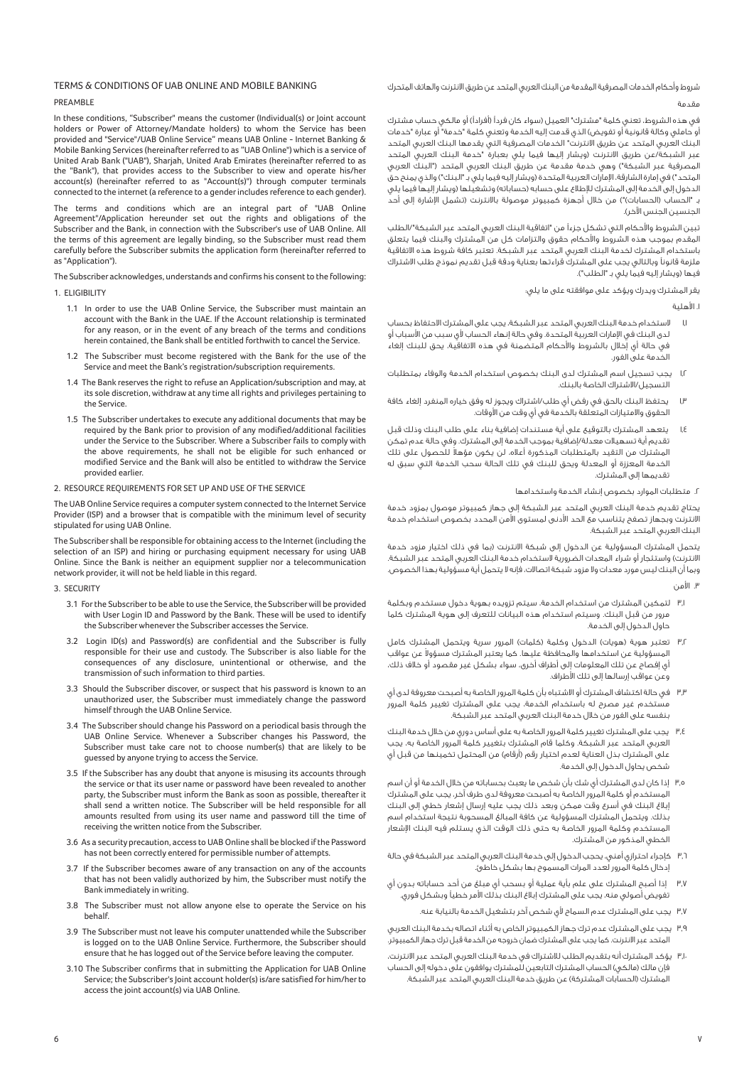# TERMS & CONDITIONS OF UAB ONLINE AND MOBILE BANKING

## PREAMBLE

In these conditions, "Subscriber" means the customer (Individual(s) or Joint account holders or Power of Attorney/Mandate holders) to whom the Service has been provided and "Service"/UAB Online Service" means UAB Online - Internet Banking & Mobile Banking Services (hereinafter referred to as "UAB Online") which is a service of United Arab Bank ("UAB"), Sharjah, United Arab Emirates (hereinafter referred to as the "Bank"), that provides access to the Subscriber to view and operate his/her account(s) (hereinafter referred to as "Account(s)") through computer terminals connected to the internet (a reference to a gender includes reference to each gender).

The terms and conditions which are an integral part of "UAB Online Agreement"/Application hereunder set out the rights and obligations of the Subscriber and the Bank, in connection with the Subscriber's use of UAB Online. All the terms of this agreement are legally binding, so the Subscriber must read them carefully before the Subscriber submits the application form (hereinafter referred to as "Application").

The Subscriber acknowledges, understands and confirms his consent to the following:

1. ELIGIBILITY

1.1 In order to use the UAB Online Service, the Subscriber must maintain an account with the Bank in the UAE. If the Account relationship is terminated for any reason, or in the event of any breach of the terms and conditions herein contained, the Bank shall be entitled forthwith to cancel the Service.

1.2 The Subscriber must become registered with the Bank for the use of the Service and meet the Bank's registration/subscription requirements.

1.4 The Bank reserves the right to refuse an Application/subscription and may, at its sole discretion, withdraw at any time all rights and privileges pertaining to the Service.

1.5 The Subscriber undertakes to execute any additional documents that may be required by the Bank prior to provision of any modified/additional facilities under the Service to the Subscriber. Where a Subscriber fails to comply with the above requirements, he shall not be eligible for such enhanced or modified Service and the Bank will also be entitled to withdraw the Service provided earlier.

2. RESOURCE REQUIREMENTS FOR SET UP AND USE OF THE SERVICE

The UAB Online Service requires a computer system connected to the Internet Service Provider (ISP) and a browser that is compatible with the minimum level of security stipulated for using UAB Online.

The Subscriber shall be responsible for obtaining access to the Internet (including the selection of an ISP) and hiring or purchasing equipment necessary for using UAB Online. Since the Bank is neither an equipment supplier nor a telecommunication network provider, it will not be held liable in this regard.

3. SECURITY

3.1 For the Subscriber to be able to use the Service, the Subscriber will be provided with User Login ID and Password by the Bank. These will be used to identify the Subscriber whenever the Subscriber accesses the Service.

3.2 Login ID(s) and Password(s) are confidential and the Subscriber is fully responsible for their use and custody. The Subscriber is also liable for the consequences of any disclosure, unintentional or otherwise, and the transmission of such information to third parties.

3.3 Should the Subscriber discover, or suspect that his password is known to an unauthorized user, the Subscriber must immediately change the password himself through the UAB Online Service.

3.4 The Subscriber should change his Password on a periodical basis through the UAB Online Service. Whenever a Subscriber changes his Password, the Subscriber must take care not to choose number(s) that are likely to be guessed by anyone trying to access the Service.

3.5 If the Subscriber has any doubt that anyone is misusing its accounts through the service or that its user name or password have been revealed to another party, the Subscriber must inform the Bank as soon as possible, thereafter it shall send a written notice. The Subscriber will be held responsible for all amounts resulted from using its user name and password till the time of receiving the written notice from the Subscriber.

3.6 As a security precaution, access to UAB Online shall be blocked if the Password has not been correctly entered for permissible number of attempts.

3.7 If the Subscriber becomes aware of any transaction on any of the accounts that has not been validly authorized by him, the Subscriber must notify the Bank immediately in writing.

3.8 The Subscriber must not allow anyone else to operate the Service on his behalf.

3.9 The Subscriber must not leave his computer unattended while the Subscriber is logged on to the UAB Online Service. Furthermore, the Subscriber should ensure that he has logged out of the Service before leaving the computer.

3.10 The Subscriber confirms that in submitting the Application for UAB Online Service; the Subscriber's Joint account holder(s) is/are satisfied for him/her to access the joint account(s) via UAB Online.

# شروط وأحكام الخدمات المصرفية المقدمة من البنك العربي المتحد عن طريق الانترنت والهاتف المتحرك

## مقدمة

في هذه الشروط، تعني كلمة "مشترك" العميل (سواء كان فرداً (أفراداً) أو مالكي حساب مشترك أو حاملي وكالة قانونية أو تفويض) الذي قدمت إليه الخدمة وتعني كلمة "خدمة" أو عبارة "خدمات البنك العربي المتحد عن طريق الانترنت" الخدمات المصرفية التي يقدمها البنك العربي المتحد عبر الشبكة/عن طريق الانترنت (ويشار إليها فيما يلي بعبارة "خدمة البنك العربي المتحد المصرفية عبر الشبكة") وهي خدمة مقدمة عن طريق البنك العربي المتحد ("البنك العربي المتحد") في امارة الشارقة، الإمارات العربية المتحدة (ويشار إليه فيما يلي بـ "البنك") والذي يمنح حق الدخول إلى الخدمة إلى المشترك للإطلاع على حسابه (حساباته) وتشغيلها (ويشار إليها فيما يلي بـ "الحساب (الحسابات)") من خلال أجهزة كمبيوتر موصولة بالانترنت (تشمل الإشارة إلى أحد الجنسين الجنس الآخر).

تبين الشروط والأحكام التي تشكل جزءاً من "اتفاقية البنك العربي المتحد عبر الشبكة"/الطلب المقدم بموجب هذه الشروط والأحكام حقوق والتزامات كل من المشترك والبنك فيما يتعلق باستخدام المشترك لخدمة البنك العربي المتحد عبر الشبكة. تعتبر كافة شروط هذه الاتفاقية ملزمة قانوناً وبالتالي يجب على المشترك قراءتها بعناية ودقة قبل تقديم نموذج طلب الاشتراك فيها (ويشار إليه فيما يلي بـ "الطلب").

يقر المشترك ويدرك ويؤكد على موافقته على ما يلي:

١. الأهلية

١،١ لاستخدام خدمة البنك العربي المتحد عبر الشبكة، يجب على المشترك الاحتفاظ بحساب لدى البنك في الإمارات العربية المتحدة. وفي حالة إنهاء الحساب لأي سبب من الأسباب أو في حالة أي إخلال بالشروط والأحكام المتضمنة في هذه الاتفاقية، يحق للبنك إلغاء الخدمة على الفور.

١،٢ يجب تسجيل اسم المشترك لدى البنك بخصوص استخدام الخدمة والوفاء بمتطلبات التسجيل/الاشتراك الخاصة بالبنك.

١،٣ يحتفظ البنك بالحق في رفض أي طلب/اشتراك ويجوز له وفق خياره المنفرد إلغاء كافة الحقوق والامتيازات المتعلقة بالخدمة في أي وقت من الأوقات.

١،٤ يتعهد المشترك بالتوقيع على أية مستندات إضافية بناء على طلب البنك وذلك قبل تقديم أية تسهيلات معدلة/إضافية بموجب الخدمة إلى المشترك. وفي حالة عدم تمكن المشترك من التقيد بالمتطلبات المذكورة أعلاه، لن يكون مؤهلاً للحصول على تلك الخدمة المعززة أو المعدلة ويحق للبنك في تلك الحالة سحب الخدمة التي سبق له تقديمها إلى المشترك.

٢. متطلبات الموارد بخصوص إنشاء الخدمة واستخدامها

يحتاج تقديم خدمة البنك العربي المتحد عبر الشبكة إلى جهاز كمبيوتر موصول بمزود خدمة الانترنت وبجهاز تصفح يتناسب مع الحد الأدنى لمستوى الأمن المحدد بخصوص استخدام خدمة البنك العربي المتحد عبر الشبكة.

يتحمل المشترك المسؤولية عن الدخول إلى شبكة الانترنت (بما في ذلك اختيار مزود خدمة الانترنت) واستئجار أو شراء المعدات الضرورية لاستخدام خدمة البنك العربي المتحد عبر الشبكة. وبما أن البنك ليس مورد معدات ولا مزود شبكة اتصالات، فإنه لا يتحمل أية مسؤولية بهذا الخصوص.

٣. الأمن

٣،١ لتمكين المشترك من استخدام الخدمة، سيتم تزويده بهوية دخول مستخدم وبكلمة مرور من قبل البنك. وسيتم استخدام هذه البيانات للتعرف إلى هوية المشترك كلما حاول الدخول إلى الخدمة.

٣،٢ تعتبر هوية (هويات) الدخول وكلمة (كلمات) المرور سرية ويتحمل المشترك كامل المسؤولية عن استخدامها والمحافظة عليها. كما يعتبر المشترك مسؤولاً عن عواقب أي إفصاح عن تلك المعلومات إلى أطراف أخرى، سواء بشكل غير مقصود أو خلاف ذلك، وعن عواقب إرسالها إلى تلك الأطراف.

٣،٣ في حالة اكتشاف المشترك أو الاشتباه بأن كلمة المرور الخاصة به أصبحت معروفة لدى أي مستخدم غير مصرح له باستخدام الخدمة، يجب على المشترك تغيير كلمة المرور بنفسه على الفور من خلال خدمة البنك العربي المتحد عبر الشبكة.

٣،٤ يجب على المشترك تغيير كلمة المرور الخاصة به على أساس دوري من خلال خدمة البنك العربي المتحد عبر الشبكة. وكلما قام المشترك بتغيير كلمة المرور الخاصة به، يجب على المشترك بذل العناية لعدم اختيار رقم (أرقام) من المحتمل تخمينها من قبل أي شخص يحاول الدخول إلى الخدمة.

٣،٥ إذا كان لدى المشترك أي شك بأن شخص ما يعبث بحساباته من خلال الخدمة أو أن اسم المستخدم أو كلمة المرور الخاصة به أصبحت معروفة لدى طرف آخر، يجب على المشترك إبلاغ البنك في أسرع وقت ممكن وبعد ذلك يجب عليه إرسال إشعار خطي إلى البنك بذلك. ويتحمل المشترك المسؤولية عن كافة المبالغ المسحوبة نتيجة استخدام اسم المستخدم وكلمة المرور الخاصة به حتى ذلك الوقت الذي يستلم فيه البنك الإشعار الخطي المذكور من المشترك.

٣،٦ كإجراء احترازي أمني، يحجب الدخول إلى خدمة البنك العربي المتحد عبر الشبكة في حالة إدخال كلمة المرور لعدد المرات المسموح بها بشكل خاطئ.

٣،٧ إذا أصبح المشترك على علم بأية عملية أو بسحب أي مبلغ من أحد حساباته بدون أي تفويض أصولي منه، يجب على المشترك إبلاغ البنك بذلك الأمر خطياً وبشكل فوري.

٣،٧ يجب على المشترك عدم السماح لأي شخص آخر بتشغيل الخدمة بالنيابة عنه.

٣،٩ يجب على المشترك عدم ترك جهاز الكمبيوتر الخاص به أثناء اتصاله بخدمة البنك العربي المتحد عبر الانترنت. كما يجب على المشترك ضمان خروجه من الخدمة قبل ترك جهاز الكمبيوتر.

٣،١٠ يؤكد المشترك أنه بتقديم الطلب للاشتراك في خدمة البنك العربي المتحد عبر الانترنت، فإن مالك (مالكي) الحساب المشترك التابعين للمشترك يوافقون على دخوله إلى الحساب المشترك (الحسابات المشتركة) عن طريق خدمة البنك العربي المتحد عبر الشبكة.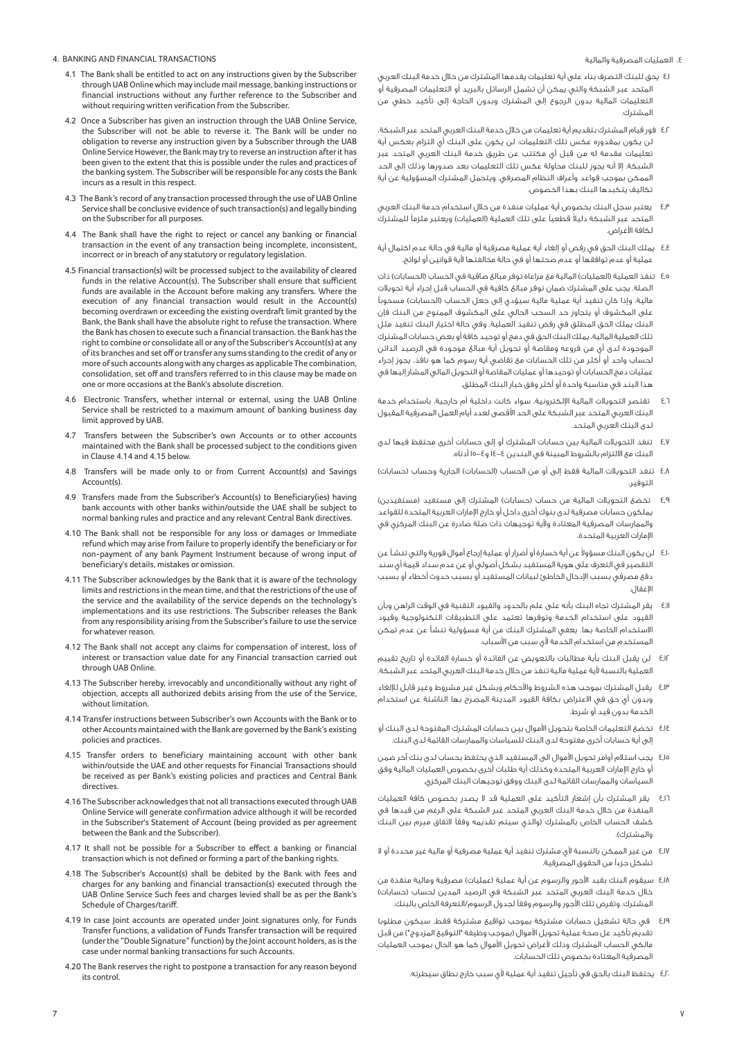4. BANKING AND FINANCIAL TRANSACTIONS

4.1 The Bank shall be entitled to act on any instructions given by the Subscriber through UAB Online which may include mail message, banking instructions or financial instructions without any further reference to the Subscriber and without requiring written verification from the Subscriber.

4.2 Once a Subscriber has given an instruction through the UAB Online Service, the Subscriber will not be able to reverse it. The Bank will be under no obligation to reverse any instruction given by a Subscriber through the UAB Online Service However, the Bank may try to reverse an instruction after it has been given to the extent that this is possible under the rules and practices of the banking system. The Subscriber will be responsible for any costs the Bank incurs as a result in this respect.

4.3 The Bank's record of any transaction processed through the use of UAB Online Service shall be conclusive evidence of such transaction(s) and legally binding on the Subscriber for all purposes.

4.4 The Bank shall have the right to reject or cancel any banking or financial transaction in the event of any transaction being incomplete, inconsistent, incorrect or in breach of any statutory or regulatory legislation.

4.5 Financial transaction(s) will be processed subject to the availability of cleared funds in the relative Account(s). The Subscriber shall ensure that sufficient funds are available in the Account before making any transfers. Where the execution of any financial transaction would result in the Account(s) becoming overdrawn or exceeding the existing overdraft limit granted by the Bank, the Bank shall have the absolute right to refuse the transaction. Where the Bank has chosen to execute such a financial transaction. The Bank has the right to combine or consolidate all or any of the Subscriber's Account(s) at any of its branches and set off or transfer any sums standing to the credit of any or more of such accounts along with any charges as applicable The combination, consolidation, set off and transfers referred to in this clause may be made on one or more occasions at the Bank's absolute discretion.

4.6 Electronic Transfers, whether internal or external, using the UAB Online Service shall be restricted to a maximum amount of banking business day limit approved by UAB.

4.7 Transfers between the Subscriber's own Accounts or to other accounts maintained with the Bank shall be processed subject to the conditions given in Clause 4.14 and 4.15 below.

4.8 Transfers will be made only to or from Current Account(s) and Savings Account(s).

4.9 Transfers made from the Subscriber's Account(s) to Beneficiary(ies) having bank accounts with other banks within/outside the UAE shall be subject to normal banking rules and practice and any relevant Central Bank directives.

4.10 The Bank shall not be responsible for any loss or damages or Immediate refund which may arise from failure to properly identify the beneficiary or for non-payment of any bank Payment Instrument because of wrong input of beneficiary's details, mistakes or omission.

4.11 The Subscriber acknowledges by the Bank that it is aware of the technology limits and restrictions in the mean time, and that the restrictions of the use of the service and the availability of the service depends on the technology's implementations and its use restrictions. The Subscriber releases the Bank from any responsibility arising from the Subscriber's failure to use the service for whatever reason.

4.12 The Bank shall not accept any claims for compensation of interest, loss of interest or transaction value date for any Financial transaction carried out through UAB Online.

4.13 The Subscriber hereby, irrevocably and unconditionally without any right of objection, accepts all authorized debits arising from the use of the Service, without limitation.

4.14 Transfer instructions between Subscriber's own Accounts with the Bank or to other Accounts maintained with the Bank are governed by the Bank's existing policies and practices.

4.15 Transfer orders to beneficiary maintaining account with other bank within/outside the UAE and other requests for Financial Transactions should be received as per Bank's existing policies and practices and Central Bank directives.

4.16 The Subscriber acknowledges that not all transactions executed through UAB Online Service will generate confirmation advice although it will be recorded in the Subscriber's Statement of Account (being provided as per agreement between the Bank and the Subscriber).

4.17 It shall not be possible for a Subscriber to effect a banking or financial transaction which is not defined or forming a part of the banking rights.

4.18 The Subscriber's Account(s) shall be debited by the Bank with fees and charges for any banking and financial transaction(s) executed through the UAB Online Service Such fees and charges levied shall be as per the Bank's Schedule of Charges/tariff.

4.19 In case Joint accounts are operated under Joint signatures only, for Funds Transfer functions, a validation of Funds Transfer transaction will be required (under the "Double Signature" function) by the Joint account holders, as is the case under normal banking transactions for such Accounts.

4.20 The Bank reserves the right to postpone a transaction for any reason beyond its control.

٤. العمليات المصرفية والمالية

٤.١ يحق للبنك التصرف بناء على أية تعليمات يقدمها المشترك من خلال خدمة البنك العربي المتحد عبر الشبكة والتي يمكن أن تشمل الرسائل بالبريد أو التعليمات المصرفية أو التعليمات المالية بدون الرجوع إلى المشترك وبدون الحاجة إلى تأكيد خطي من المشترك.

٤.٢ فور قيام المشترك بتقديم أية تعليمات من خلال خدمة البنك العربي المتحد عبر الشبكة، لن يكون بمقدوره عكس تلك التعليمات. لن يكون على البنك أي التزام بعكس أية تعليمات مقدمة له من قبل أي مكتتب عن طريق خدمة البنك العربي المتحد عبر الشبكة. إلا أنه يجوز للبنك محاولة عكس تلك التعليمات بعد صدورها وذلك إلى الحد الممكن بموجب قواعد وأعراف النظام المصرفي. ويتحمل المشترك المسؤولية عن أية تكاليف يتكبدها البنك بهذا الخصوص.

٤.٣ يعتبر سجل البنك بخصوص أية عمليات منفذة من خلال استخدام خدمة البنك العربي المتحد عبر الشبكة دليلاً قطعياً على تلك العملية (العمليات) ويعتبر ملزماً للمشترك لكافة الأغراض.

٤.٤ يملك البنك الحق في رفض أو إلغاء أية عملية مصرفية أو مالية في حالة عدم اكتمال أية عملية أو عدم توافقها أو عدم صحتها أو في حالة مخالفتها لأية قوانين أو لوائح.

٤.٥ تنفذ العملية (العمليات) المالية مع مراعاة توفر مبالغ صافية في الحساب (الحسابات) ذات الصلة. يجب على المشترك ضمان توفر مبالغ كافية في الحساب قبل إجراء أية تحويلات مالية. وإذا كان تنفيذ أية عملية مالية سيؤدي إلى جعل الحساب (الحسابات) مسحوباً على المكشوف أو يتجاوز حد السحب الحالي على المكشوف الممنوح من البنك فإن البنك يملك الحق المطلق في رفض تنفيذ العملية. وفي حالة اختيار البنك تنفيذ مثل تلك العملية المالية، يملك البنك الحق في دمج أو توحيد كافة أو بعض حسابات المشترك الموجودة لدى أي من فروعه ومقاصة أو تحويل أية مبالغ موجودة في الرصيد الدائن لحساب واحد أو أكثر من تلك الحسابات مع تقاضي أية رسوم كما هو نافذ. يجوز إجراء عمليات دمج الحسابات أو توحيدها أو عمليات المقاصة أو التحويل المالي المشار إليها في هذا البند في مناسبة واحدة أو أكثر وفق خيار البنك المطلق.

٤.٦ تقتصر التحويلات المالية الإلكترونية، سواء كانت داخلية أم خارجية، باستخدام خدمة البنك العربي المتحد عبر الشبكة على الحد الأقصى لعدد أيام العمل المصرفية المقبول لدى البنك العربي المتحد.

٤.٧ تنفذ التحويلات المالية بين حسابات المشترك أو إلى حسابات أخرى محتفظ فيها لدى البنك مع الالتزام بالشروط المبينة في البندين ٤-١٤ و٤-١٥ أدناه.

٤.٨ تنفذ التحويلات المالية فقط إلى أو من الحساب (الحسابات) الجارية وحساب (حسابات) التوفير.

٤.٩ تخضع التحويلات المالية من حساب (حسابات) المشترك إلى مستفيد (مستفيدين) يملكون حسابات مصرفية لدى بنوك أخرى داخل أو خارج الإمارات العربية المتحدة للقواعد والممارسات المصرفية المعتادة ولأية توجيهات ذات صلة صادرة عن البنك المركزي في الإمارات العربية المتحدة.

٤.١٠ لن يكون البنك مسؤولاً عن أية خسارة أو أضرار أو عملية إرجاع أموال فورية والتي تنشأ عن التقصير في التعرف على هوية المستفيد بشكل أصولي أو عن عدم سداد قيمة أي سند دفع مصرفي بسبب الإدخال الخاطئ لبيانات المستفيد أو بسبب حدوث أخطاء أو بسبب الإغفال.

٤.١١ يقر المشترك تجاه البنك بأنه على علم بالحدود والقيود التقنية في الوقت الراهن وبأن القيود على استخدام الخدمة وتوفرها تعتمد على التطبيقات التكنولوجية وقيود الاستخدام الخاصة بها. يعفي المشترك البنك من أية مسؤولية تنشأ عن عدم تمكن المستخدم من استخدام الخدمة لأي سبب من الأسباب.

٤.١٢ لن يقبل البنك بأية مطالبات بالتعويض عن الفائدة أو خسارة الفائدة أو تاريخ تقييم العملية بالنسبة لأية عملية مالية تنفذ من خلال خدمة البنك العربي المتحد عبر الشبكة.

٤.١٣ يقبل المشترك بموجب هذه الشروط والأحكام وبشكل غير مشروط وغير قابل للإلغاء وبدون أي حق في الاعتراض بكافة القيود المدينة المصرح بها الناشئة عن استخدام الخدمة بدون قيد أو شرط.

٤.١٤ تخضع التعليمات الخاصة بتحويل الأموال بين حسابات المشترك المفتوحة لدى البنك أو إلى أية حسابات أخرى مفتوحة لدى البنك للسياسات والممارسات القائمة لدى البنك.

٤.١٥ يجب استلام أوامر تحويل الأموال الى المستفيد الذي يحتفظ بحساب لدى بنك آخر ضمن أو خارج الإمارات العربية المتحدة وكذلك أية طلبات أخرى بخصوص العمليات المالية وفق السياسات والممارسات القائمة لدى البنك ووفق توجيهات البنك المركزي.

٤.١٦ يقر المشترك بأن إشعار التأكيد على العملية قد لا يصدر بخصوص كافة العمليات المنفذة من خلال خدمة البنك العربي المتحد عبر الشبكة على الرغم من قيدها في كشف الحساب الخاص بالمشترك (والذي سيتم تقديمه وفقاً لاتفاق مبرم بين البنك والمشترك).

٤.١٧ من غير الممكن بالنسبة لأي مشترك تنفيذ أية عملية مصرفية أو مالية غير محددة أو لا تشكل جزءاً من الحقوق المصرفية.

٤.١٨ سيقوم البنك بقيد الأجور والرسوم عن أية عملية (عمليات) مصرفية ومالية منفذة من خلال خدمة البنك العربي المتحد عبر الشبكة في الرصيد المدين لحساب (حسابات) المشترك. وتفرض تلك الأجور والرسوم وفقاً لجدول الرسوم/التعرفة الخاص بالبنك.

٤.١٩ في حالة تشغيل حسابات مشتركة بموجب تواقيع مشتركة فقط، سيكون مطلوبا تقديم تأكيد على صحة عملية تحويل الأموال (بموجب وظيفة "التوقيع المزدوج") من قبل مالكي الحساب المشترك وذلك لأغراض تحويل الأموال كما هو الحال بموجب العمليات المصرفية المعتادة بخصوص تلك الحسابات.

٤.٢٠ يحتفظ البنك بالحق في تأجيل تنفيذ أية عملية لأي سبب خارج نطاق سيطرته.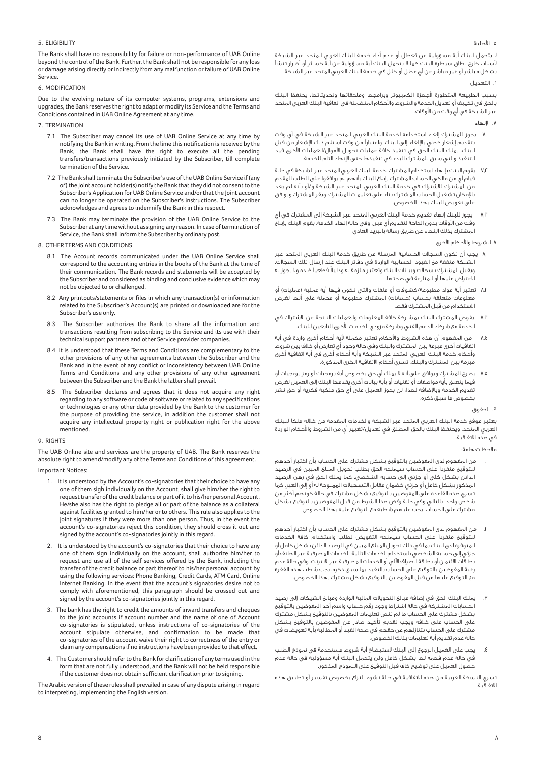## 5. ELIGIBILITY

The Bank shall have no responsibility for failure or non-performance of UAB Online beyond the control of the Bank. Further, the Bank shall not be responsible for any loss or damage arising directly or indirectly from any malfunction or failure of UAB Online Service.

## 6. MODIFICATION

Due to the evolving nature of its computer systems, programs, extensions and upgrades, the Bank reserves the right to adapt or modify its Service and the Terms and Conditions contained in UAB Online Agreement at any time.

## 7. TERMINATION

7.1 The Subscriber may cancel its use of UAB Online Service at any time by notifying the Bank in writing. From the time this notification is received by the Bank, the Bank shall have the right to execute all the pending transfers/transactions previously initiated by the Subscriber, till complete termination of the Service.

7.2 The Bank shall terminate the Subscriber's use of the UAB Online Service if (any of) the Joint account holder(s) notify the Bank that they did not consent to the Subscriber's Application for UAB Online Service and/or that the Joint account can no longer be operated on the Subscriber's instructions. The Subscriber acknowledges and agrees to indemnify the Bank in this respect.

7.3 The Bank may terminate the provision of the UAB Online Service to the Subscriber at any time without assigning any reason. In case of termination of Service, the Bank shall inform the Subscriber by ordinary post.

## 8. OTHER TERMS AND CONDITIONS

8.1 The Account records communicated under the UAB Online Service shall correspond to the accounting entries in the books of the Bank at the time of their communication. The Bank records and statements will be accepted by the Subscriber and considered as binding and conclusive evidence which may not be objected to or challenged.

8.2 Any printouts/statements or files in which any transaction(s) or information related to the Subscriber's Account(s) are printed or downloaded are for the Subscriber's use only.

8.3 The Subscriber authorizes the Bank to share all the information and transactions resulting from subscribing to the Service and its use with their technical support partners and other Service provider companies.

8.4 It is understood that these Terms and Conditions are complementary to the other provisions of any other agreements between the Subscriber and the Bank and in the event of any conflict or inconsistency between UAB Online Terms and Conditions and any other provisions of any other agreement between the Subscriber and the Bank the latter shall prevail.

8.5 The Subscriber declares and agrees that it does not acquire any right regarding to any software or code of software or related to any specifications or technologies or any other data provided by the Bank to the customer for the purpose of providing the service, in addition the customer shall not acquire any intellectual property right or publication right for the above mentioned.

## 9. RIGHTS

The UAB Online site and services are the property of UAB. The Bank reserves the absolute right to amend/modify any of the Terms and Conditions of this agreement.

Important Notices:

1. It is understood by the Account's co-signatories that their choice to have any one of them sign individually on the Account, shall give him/her the right to request transfer of the credit balance or part of it to his/her personal Account. He/she also has the right to pledge all or part of the balance as a collateral against facilities granted to him/her or to others. This rule also applies to the joint signatures if they were more than one person. Thus, in the event the account's co-signatories reject this condition, they should cross it out and signed by the account's co-signatories jointly in this regard.

2. It is understood by the account's co-signatories that their choice to have any one of them sign individually on the account, shall authorize him/her to request and use all of the self services offered by the Bank, including the transfer of the credit balance or part thereof to his/her personal account by using the following services: Phone Banking, Credit Cards, ATM Card, Online Internet Banking. In the event that the account's signatories desire not to comply with aforementioned, this paragraph should be crossed out and signed by the account's co-signatories jointly in this regard.

3. The bank has the right to credit the amounts of inward transfers and cheques to the joint accounts if account number and the name of one of Account co-signatories is stipulated, unless instructions of co-signatories of the account stipulate otherwise, and confirmation to be made that co-signatories of the account waive their right to correctness of the entry or claim any compensations if no instructions have been provided to that effect.

4. The Customer should refer to the Bank for clarification of any terms used in the form that are not fully understood, and the Bank will not be held responsible if the customer does not obtain sufficient clarification prior to signing.

The Arabic version of these rules shall prevailed in case of any dispute arising in regard to interpreting, implementing the English version.

## ٥. الأهلية

لا يتحمل البنك أية مسؤولية عن تعطل أو عدم أداء خدمة البنك العربي المتحد عبر الشبكة لأسباب خارج نطاق سيطرة البنك كما لا يتحمل البنك أية مسؤولية عن أية خسائر أو أضرار تنشأ بشكل مباشر أو غير مباشر عن أي عطل أو خلل في خدمة البنك العربي المتحد عبر الشبكة.

## ٦. التعديل

بسبب الطبيعة المتطورة لأجهزة الكمبيوتر وبرامجها وملحقاتها وتحديثاتها، يحتفظ البنك بالحق في تكييف أو تعديل الخدمة والشروط والأحكام المتضمنة في اتفاقية البنك العربي المتحد عبر الشبكة في أي وقت من الأوقات.

## ٧. الإنهاء

٧٫١ يجوز للمشترك إلغاء استخدامه لخدمة البنك العربي المتحد عبر الشبكة في أي وقت بتقديم إشعار خطي بالإلغاء إلى البنك. واعتباراً من وقت استلام ذلك الإشعار من قبل البنك، يملك البنك الحق في تنفيذ كافة عمليات تحويل الأموال/العمليات الأخرى قيد التنفيذ والتي سبق للمشترك البدء في تنفيذها حتى الإنهاء التام للخدمة.

٧٫٢ يقوم البنك بإنهاء استخدام المشترك لخدمة البنك العربي المتحد عبر الشبكة في حالة قيام أي من مالكي الحساب المشترك بإبلاغ البنك بأنهم لم يوافقوا على الطلب المقدم من المشترك للاشتراك في خدمة البنك العربي المتحد عبر الشبكة و/أو بأنه لم يعد بالإمكان تشغيل الحساب المشترك بناء على تعليمات المشترك. ويقر المشترك ويوافق على تعويض البنك بهذا الخصوص.

٧٫٣ يجوز للبنك إنهاء تقديم خدمة البنك العربي المتحد عبر الشبكة إلى المشترك في أي وقت من الأوقات بدون الحاجة لتقديم أي مبرر. وفي حالة إنهاء الخدمة، يقوم البنك بإبلاغ المشترك بذلك الإنهاء عن طريق رسالة بالبريد العادي.

## ٨. الشروط والأحكام الأخرى

٨٫١ يجب أن تكون السجلات الحسابية المرسلة عن طريق خدمة البنك العربي المتحد عبر الشبكة متفقة مع القيود الحسابية الواردة في دفاتر البنك عند إرسال تلك السجلات. ويقبل المشترك بسجلات وبيانات البنك وتعتبر ملزمة له ودليلاً قطعياً ضده ولا يجوز له الاعتراض عليها أو المنازعة في صحتها.

٨٫٢ تعتبر أية مواد مطبوعة/كشوفات أو ملفات والتي تكون فيها أية عملية (عمليات) أو معلومات متعلقة بحساب (حسابات) المشترك مطبوعة أو محملة على أنها لغرض الاستخدام من قبل المشترك فقط.

٨٫٣ يفوض المشترك البنك بمشاركة كافة المعلومات والعمليات الناتجة عن الاشتراك في الخدمة مع شركاء الدعم الفني وشركة مزودي الخدمات الأخرى التابعين للبنك.

٨٫٤ من المفهوم أن هذه الشروط والأحكام تعتبر مكملة لأية أحكام أخرى واردة في أية اتفاقيات أخرى مبرمة بين المشترك والبنك وفي حالة وجود أي تعارض أو خلاف بين شروط وأحكام خدمة البنك العربي المتحد عبر الشبكة وأية أحكام أخرى في أية اتفاقية أخرى مبرمة بين المشترك والبنك، تسري أحكام الاتفاقية الاخرى المذكورة.

٨٫٥ يصرح المشترك ويوافق على أنه لا يملك أي حق بخصوص أية برمجيات أو رمز برمجيات أو فيما يتعلق بأية مواصفات أو تقنيات أو بأية بيانات أخرى يقدمها البنك إلى العميل لغرض تقديم الخدمة وبالإضافة لهذا، لن يحوز العميل على أي حق ملكية فكرية أو حق نشر بخصوص ما سبق ذكره.

## ٩. الحقوق

يعتبر موقع خدمة البنك العربي المتحد عبر الشبكة والخدمات المقدمة من خلاله ملكاً للبنك العربي المتحد. ويحتفظ البنك بالحق المطلق في تعديل/تغيير أي من الشروط والأحكام الواردة في هذه الاتفاقية.

ملاحظات هامة:

١. من المفهوم لدى المفوضين بالتوقيع بشكل مشترك على الحساب بأن اختيار أحدهم للتوقيع منفرداً على الحساب سيمنحه الحق بطلب تحويل المبلغ المبين في الرصيد الدائن بشكل كلي أو جزئي إلى حسابه الشخصي، كما يملك الحق في رهن الرصيد المذكور بشكل كامل أو جزئي كضمان مقابل التسهيلات الممنوحة له أو إلى الغير، كما تسري هذه القاعدة على المفوضين بالتوقيع بشكل مشترك في حالة كونهم أكثر من شخص واحد. بالتالي وفي حالة رفض هذا الشرط من قبل المفوضين بالتوقيع بشكل مشترك على الحساب، يجب عليهم شطبه مع التوقيع عليه بهذا الخصوص.

٢. من المفهوم لدى المفوضين بالتوقيع بشكل مشترك على الحساب بأن اختيار أحدهم للتوقيع منفرداً على الحساب سيمنحه التفويض لطلب واستخدام كافة الخدمات المتوفرة لدى البنك بما في ذلك تحويل المبلغ المبين في الرصيد الدائن بشكل كامل أو جزئي إلى حسابه الشخصي باستخدام الخدمات التالية: الخدمات المصرفية عبر الهاتف أو بطاقات الائتمان أو بطاقة الصراف الآلي أو الخدمات المصرفية عبر الانترنت. وفي حالة عدم رغبة المفوضين بالتوقيع على الحساب بالتقيد بما سبق ذكره، يجب شطب هذه الفقرة مع التوقيع عليها من قبل المفوضين بالتوقيع بشكل مشترك بهذا الخصوص.

٣. يملك البنك الحق في إضافة مبالغ التحويلات المالية الواردة ومبالغ الشيكات إلى رصيد الحسابات المشتركة في حالة اشتراط وجود رقم حساب واسم أحد المفوضين بالتوقيع بشكل مشترك على الحساب ما لم تنص تعليمات المفوضين بالتوقيع بشكل مشترك على الحساب على خلافه ويجب تقديم تأكيد صادر عن المفوضين بالتوقيع بشكل مشترك على الحساب بتنازلهم عن حقهم في صحة القيد أو المطالبة بأية تعويضات في حالة عدم تقديم أية تعليمات بذلك الخصوص.

٤. يجب على العميل الرجوع إلى البنك لاستيضاح أية شروط مستخدمة في نموذج الطلب في حالة عدم فهمه لها بشكل كامل ولن يتحمل البنك أية مسؤولية في حالة عدم حصول العميل على توضيح كافٍ قبل التوقيع على النموذج المذكور.

تسري النسخة العربية من هذه الاتفاقية في حالة نشوء النزاع بخصوص تفسير أو تطبيق هذه الاتفاقية.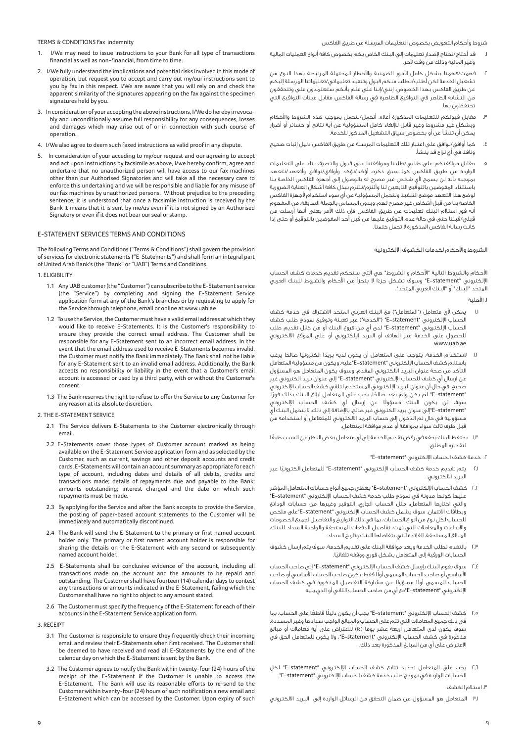TERMS & CONDITIONS Fax indemnity

1. I/We may need to issue instructions to your Bank for all type of transactions financial as well as non-financial, from time to time.
2. I/We fully understand the implications and potential risks involved in this mode of operation, but request you to accept and carry out my/our instructions sent to you by fax in this respect. I/We are aware that you will rely on and check the apparent similarity of the signatures appearing on the fax against the specimen signatures held by you.
3. In consideration of your accepting the above instructions, I/We do hereby irrevocably and unconditionally assume full responsibility for any consequences, losses and damages which may arise out of or in connection with such course of operation.
4. I/We also agree to deem such faxed instructions as valid proof in any dispute.
5. In consideration of your acceding to my/our request and our agreeing to accept and act upon instructions by facsimile as above, I/we hereby confirm, agree and undertake that no unauthorized person will have access to our fax machines other than our Authorised Signatories and will take all the necessary care to enforce this undertaking and we will be responsible and liable for any misuse of our fax machines by unauthorized persons. Without prejudice to the preceding sentence, it is understood that once a facsimile instruction is received by the Bank it means that it is sent by me/us even if it is not signed by an Authorised Signatory or even if it does not bear our seal or stamp.

## E-STATEMENT SERVICES TERMS AND CONDITIONS

The following Terms and Conditions ("Terms & Conditions") shall govern the provision of services for electronic statements ("E-Statements") and shall form an integral part of United Arab Bank's (the "Bank" or "UAB") Terms and Conditions.

1. ELIGIBILITY

1.1 Any UAB customer (the "Customer") can subscribe to the E-Statement service (the "Service") by completing and signing the E-Statement Service application form at any of the Bank's branches or by requesting to apply for the Service through telephone, email or online at www.uab.ae

1.2 To use the Service, the Customer must have a valid email address at which they would like to receive E-Statements. It is the Customer's responsibility to ensure they provide the correct email address. The Customer shall be responsible for any E-Statement sent to an incorrect email address. In the event that the email address used to receive E-Statements becomes invalid, the Customer must notify the Bank immediately. The Bank shall not be liable for any E-Statement sent to an invalid email address. Additionally, the Bank accepts no responsibility or liability in the event that a Customer's email account is accessed or used by a third party, with or without the Customer's consent.

1.3 The Bank reserves the right to refuse to offer the Service to any Customer for any reason at its absolute discretion.

2. THE E-STATEMENT SERVICE

2.1 The Service delivers E-Statements to the Customer electronically through email.

2.2 E-Statements cover those types of Customer account marked as being available on the E-Statement Service application form and as selected by the Customer, such as current, savings and other deposit accounts and credit cards. E-Statements will contain an account summary as appropriate for each type of account, including dates and details of all debits, credits and transactions made; details of repayments due and payable to the Bank; amounts outstanding; interest charged and the date on which such repayments must be made.

2.3 By applying for the Service and after the Bank accepts to provide the Service, the posting of paper-based account statements to the Customer will be immediately and automatically discontinued.

2.4 The Bank will send the E-Statement to the primary or first named account holder only. The primary or first named account holder is responsible for sharing the details on the E-Statement with any second or subsequently named account holder.

2.5 E-Statements shall be conclusive evidence of the account, including all transactions made on the account and the amounts to be repaid and outstanding. The Customer shall have fourteen (14) calendar days to contest any transactions or amounts indicated in the E-Statement, failing which the Customer shall have no right to object to any amount stated.

2.6 The Customer must specify the frequency of the E-Statement for each of their accounts in the E-Statement Service application form.

3. RECEIPT

3.1 The Customer is responsible to ensure they frequently check their incoming email and review their E-Statements when first received. The Customer shall be deemed to have received and read all E-Statements by the end of the calendar day on which the E-Statement is sent by the Bank.

3.2 The Customer agrees to notify the Bank within twenty-four (24) hours of the receipt of the E-Statement if the Customer is unable to access the E-Statement. The Bank will use its reasonable efforts to re-send to the Customer within twenty-four (24) hours of such notification a new email and E-Statement which can be accessed by the Customer. Upon expiry of such

شروط وأحكام التعويض بخصوص التعليمات المرسلة عن طريق الفاكس

١. قد أحتاج/نحتاج لإصدار تعليمات إلى البنك الخاص بكم بخصوص كافة أنواع العمليات المالية وغير المالية وذلك من وقت لآخر.
٢. فهمت/فهمنا بشكل كامل الأمور الضمنية والأخطار المحتملة المرتبطة بهذا النوع من تشغيل الخدمة لكن أطلب/نطلب منكم قبول وتنفيذ تعليماتي/تعليماتنا المرسلة إليكم عن طريق الفاكس بهذا الخصوص. إنني/إننا على علم بأنكم ستعتمدون على وتتحققون من التشابه الظاهر في التواقيع الظاهرة في رسالة الفاكس مقابل عينات التواقيع التي تحتفظون بها.
٣. مقابل قبولكم للتعليمات المذكورة أعلاه، أتحمل/نتحمل بموجب هذه الشروط والأحكام وبشكل غير مشروط وغير قابل للإلغاء كامل المسؤولية عن أية نتائج أو خسائر أو أضرار يمكن أن تنشأ عن أو بخصوص سياق التشغيل المذكور للخدمة.
٤. كما أوافق/نوافق على اعتبار تلك التعليمات المرسلة عن طريق الفاكس دليل إثبات صحيح ونافذ في أي نزاع قد ينشأ.
٥. مقابل موافقتكم على طلبي/طلبنا وموافقتنا على قبول والتصرف بناء على التعليمات الواردة عن طريق الفاكس كما سبق ذكره، أؤكد/نؤكد وأوافق/نوافق وأتعهد/نتعهد بموجبه بأنه لن يسمح لأي شخص غير مصرح له بالوصول إلى أجهزة الفاكس الخاصة بنا باستثناء المفوضين بالتوقيع التابعين لنا وألتزم/نلتزم ببذل كافة أشكال العناية الضرورية لوضع هذا التعهد موضع التنفيذ ونتحمل المسؤولية عن أي سوء استخدام لأجهزة الفاكس الخاصة بنا من قبل أشخاص غير مصرح لهم. وبدون المساس بالجملة السابقة، من المفهوم أنه فور استلام البنك تعليمات عن طريق الفاكس فإن ذلك الأمر يعني أنها أرسلت من قبلي/قبلنا حتى في حالة عدم التوقيع عليها من قبل أحد المفوضين بالتوقيع أو حتى إذا كانت رسالة الفاكس المذكورة لا تحمل ختمنا.

## الشروط والأحكام لخدمات الكشوف الالكترونية

الأحكام والشروط التالية "الأحكام و الشروط" هي التي ستحكم تقديم خدمات كشف الحساب الإلكتروني "E-statement" وسوف تشكل جزءًا لا يتجزأ من الأحكام والشروط للبنك العربي المتحد "البنك" أو "البنك العربي المتحد".

١. الأهلية

١،١ يمكن لأي متعامل ("المتعامل") مع البنك العربي المتحد الاشتراك في خدمة كشف الحساب الإلكتروني "E-statement" ("الخدمة") عبر تعبئة وتوقيع نموذج طلب كشف الحساب الإلكتروني "E-statement" لدى أي من فروع البنك أو من خلال تقديم طلب للحصول على الخدمة عبر الهاتف أو البريد الإلكتروني أو على الموقع الالكتروني www.uab.ae.

١،٢ لاستخدام الخدمة، يتوجب على المتعامل أن يكون لديه بريدًا الكترونيًا صالحًا يرغب باستلام كشف الحساب الإلكتروني "E-statement" عليه. ويكون من مسؤولية المتعامل التأكد من صحة عنوان البريد الالكتروني المقدم، وسوف يكون المتعامل هو المسؤول عن ارسال أي كشف للحساب الإلكتروني "E-statement" إلى عنوان بريد الكتروني غير صحيح. في حال أن عنوان البريد الإلكتروني المستخدم لتلقي كشف الحساب الإلكتروني "E-statement" لم يكن ولم يعد صالحًا، يجب على المتعامل ابلاغ البنك بذلك فورًا. سوف لن يكون البنك مسؤولًا عن إرسال أي كشف الحساب الإلكتروني "E-statement" إلى عنوان بريد الكتروني غير صالح. بالإضافة إلى ذلك، لا يتحمل البنك أي مسؤولية في حال تم الدخول إلى حساب البريد الالكتروني للمتعامل أو استخدامه من قبل طرف ثالث سواء بموافقة أو عدم موافقة المتعامل.

١،٣ يحتفظ البنك بحقه في رفض تقديم الخدمة إلى أي متعامل بغض النظر عن السبب طبقًا لتقديره المطلق.

٢. خدمة كشف الحساب الإلكتروني "E-statement"

٢،١ يتم تقديم خدمة كشف الحساب الإلكتروني "E-statement" للمتعامل الكترونيًا عبر البريد الالكتروني.

٢،٢ كشف الحساب الإلكتروني "E-statement" يغطي جميع أنواع حسابات المتعامل المؤشر عليها كونها مدونة في نموذج طلب خدمة كشف الحساب الإلكتروني "E-statement" والتي اختارها المتعامل، مثل الحساب الجاري، التوفير وغيرها من حسابات الودائع وبطاقات الائتمان. سوف يشمل كشف الحساب الإلكتروني "E-statement" على ملخص للحساب لكل نوع من أنواع الحسابات، بما في ذلك التواريخ والتفاصيل لجميع الخصومات والإيداعات والمعاملات التي تمت، تفاصيل الدفعات المستحقة والواجبة السداد للبنك، المبالغ المستحقة، الفائدة التي يتقاضاها البنك وتاريخ السداد.

٢،٣ بالتقدم لطلب الخدمة وبعد موافقة البنك على تقديم الخدمة، سوف يتم ارسال كشوف الحسابات الورقية إلى المتعامل بشكل فوري ووقفه تلقائيًا.

٢،٤ سوف يقوم البنك بإرسال كشف الحساب الإلكتروني "E-statement" إلى صاحب الحساب الأساسي أو صاحب الحساب المسمى أولًا فقط. يكون صاحب الحساب الأساسي أو صاحب الحساب المسمى أولًا مسؤولًا عن مشاركة التفاصيل المذكورة في كشف الحساب الإلكتروني "E-statement" مع أي من صاحب الحساب الثاني أو الذي يليه.

٢،٥ كشف الحساب الإلكتروني "E-statement" يجب أن يكون دليلًا قاطعًا على الحساب، بما في ذلك جميع المعاملات التي تتم على الحساب والمبالغ الواجب سدادها وغير المسددة. سوف يكون لدى المتعامل أربعة عشر يومًا (١٤) للاعتراض على أية معاملات أو مبالغ مذكورة في كشف الحساب الإلكتروني "E-statement"، ولا يكون للمتعامل الحق في الاعتراض على أي من المبالغ المذكورة بعد ذلك.

٢،٦ يجب على المتعامل تحديد تتابع كشف الحساب الإلكتروني "E-statement" لكل الحسابات الواردة في نموذج طلب خدمة كشف الحساب الإلكتروني "E-statement".

٣. استلام الكشف

٣،١ المتعامل هو المسؤول عن ضمان التحقق من الرسائل الواردة إلى البريد الالكتروني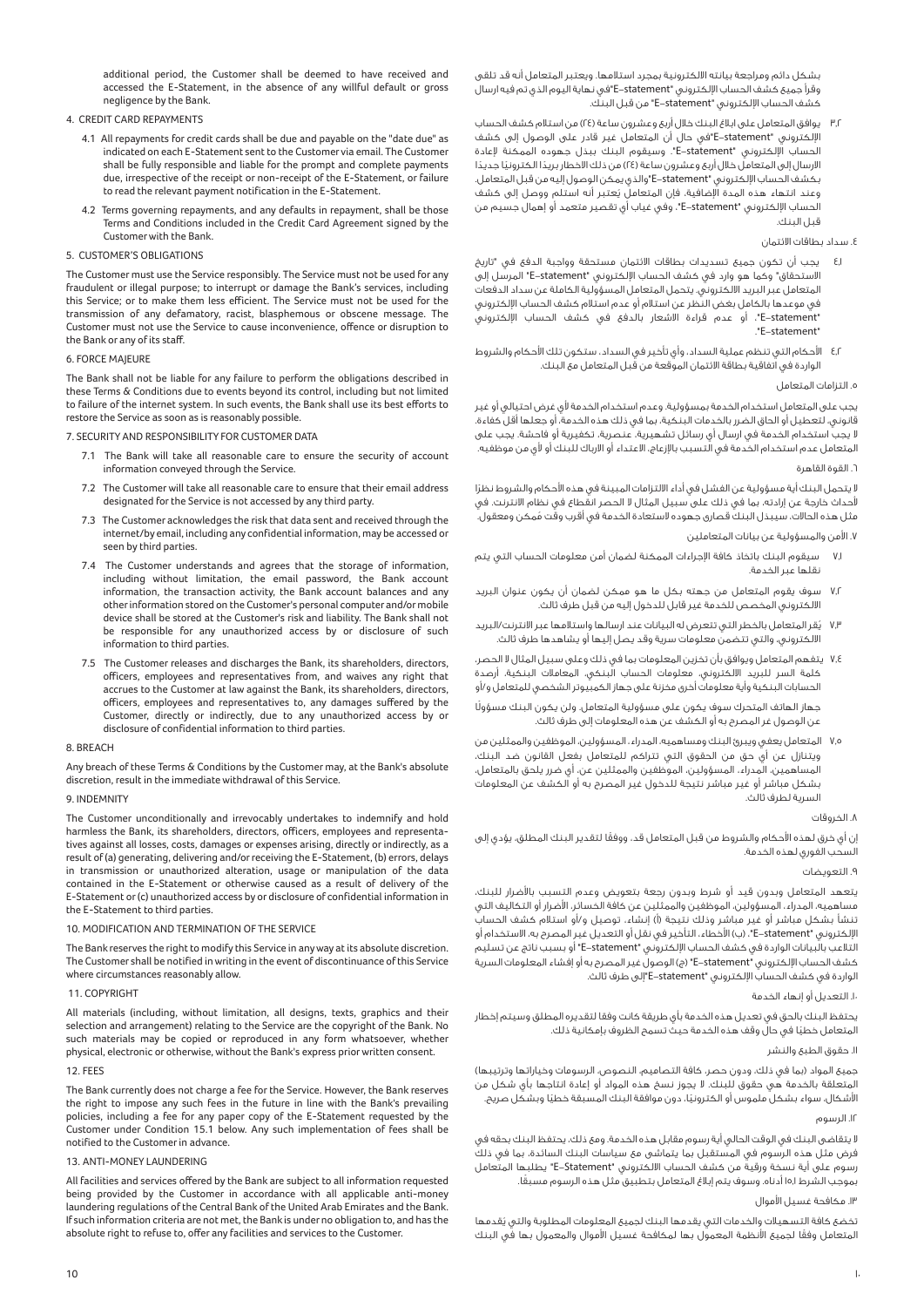additional period, the Customer shall be deemed to have received and accessed the E-Statement, in the absence of any willful default or gross negligence by the Bank.

4. CREDIT CARD REPAYMENTS

4.1 All repayments for credit cards shall be due and payable on the "date due" as indicated on each E-Statement sent to the Customer via email. The Customer shall be fully responsible and liable for the prompt and complete payments due, irrespective of the receipt or non-receipt of the E-Statement, or failure to read the relevant payment notification in the E-Statement.

4.2 Terms governing repayments, and any defaults in repayment, shall be those Terms and Conditions included in the Credit Card Agreement signed by the Customer with the Bank.

5. CUSTOMER'S OBLIGATIONS

The Customer must use the Service responsibly. The Service must not be used for any fraudulent or illegal purpose; to interrupt or damage the Bank's services, including this Service; or to make them less efficient. The Service must not be used for the transmission of any defamatory, racist, blasphemous or obscene message. The Customer must not use the Service to cause inconvenience, offence or disruption to the Bank or any of its staff.

6. FORCE MAJEURE

The Bank shall not be liable for any failure to perform the obligations described in these Terms & Conditions due to events beyond its control, including but not limited to failure of the internet system. In such events, the Bank shall use its best efforts to restore the Service as soon as is reasonably possible.

7. SECURITY AND RESPONSIBILITY FOR CUSTOMER DATA

7.1 The Bank will take all reasonable care to ensure the security of account information conveyed through the Service.

7.2 The Customer will take all reasonable care to ensure that their email address designated for the Service is not accessed by any third party.

7.3 The Customer acknowledges the risk that data sent and received through the internet/by email, including any confidential information, may be accessed or seen by third parties.

7.4 The Customer understands and agrees that the storage of information, including without limitation, the email password, the Bank account information, the transaction activity, the Bank account balances and any other information stored on the Customer's personal computer and/or mobile device shall be stored at the Customer's risk and liability. The Bank shall not be responsible for any unauthorized access by or disclosure of such information to third parties.

7.5 The Customer releases and discharges the Bank, its shareholders, directors, officers, employees and representatives from, and waives any right that accrues to the Customer at law against the Bank, its shareholders, directors, officers, employees and representatives to, any damages suffered by the Customer, directly or indirectly, due to any unauthorized access by or disclosure of confidential information to third parties.

8. BREACH

Any breach of these Terms & Conditions by the Customer may, at the Bank's absolute discretion, result in the immediate withdrawal of this Service.

9. INDEMNITY

The Customer unconditionally and irrevocably undertakes to indemnify and hold harmless the Bank, its shareholders, directors, officers, employees and representatives against all losses, costs, damages or expenses arising, directly or indirectly, as a result of (a) generating, delivering and/or receiving the E-Statement, (b) errors, delays in transmission or unauthorized alteration, usage or manipulation of the data contained in the E-Statement or otherwise caused as a result of delivery of the E-Statement or (c) unauthorized access by or disclosure of confidential information in the E-Statement to third parties.

10. MODIFICATION AND TERMINATION OF THE SERVICE

The Bank reserves the right to modify this Service in any way at its absolute discretion. The Customer shall be notified in writing in the event of discontinuance of this Service where circumstances reasonably allow.

11. COPYRIGHT

All materials (including, without limitation, all designs, texts, graphics and their selection and arrangement) relating to the Service are the copyright of the Bank. No such materials may be copied or reproduced in any form whatsoever, whether physical, electronic or otherwise, without the Bank's express prior written consent.

12. FEES

The Bank currently does not charge a fee for the Service. However, the Bank reserves the right to impose any such fees in the future in line with the Bank's prevailing policies, including a fee for any paper copy of the E-Statement requested by the Customer under Condition 15.1 below. Any such implementation of fees shall be notified to the Customer in advance.

13. ANTI-MONEY LAUNDERING

All facilities and services offered by the Bank are subject to all information requested being provided by the Customer in accordance with all applicable anti-money laundering regulations of the Central Bank of the United Arab Emirates and the Bank. If such information criteria are not met, the Bank is under no obligation to, and has the absolute right to refuse to, offer any facilities and services to the Customer.

بشكل دائم ومراجعة بياناته الالكترونية بمجرد استلامها. ويعتبر المتعامل أنه قد تلقى وقرأ جميع كشف الحساب الإلكتروني "E-statement"في نهاية اليوم الذي تم فيه ارسال كشف الحساب الإلكتروني "E-statement" من قبل البنك.

٣.٢ يوافق المتعامل على ابلاغ البنك خلال أربع وعشرون ساعة (٢٤) من استلام كشف الحساب الإلكتروني "E-statement"في حال أن المتعامل غير قادر على الوصول إلى كشف الحساب الإلكتروني "E-statement". وسيقوم البنك ببذل جهوده الممكنة لإعادة الارسال إلى المتعامل خلال أربع وعشرون ساعة (٢٤) من ذلك الاخطار بريدًا الكترونيًا جديدًا بكشف الحساب الإلكتروني "E-statement"والذي يمكن الوصول إليه من قبل المتعامل. وعند انتهاء هذه المدة الإضافية، فإن المتعامل يُعتبر أنه استلم ووصل إلى كشف الحساب الإلكتروني "E-statement". وفي غياب أي تقصير متعمد أو إهمال جسيم من قبل البنك.

٤. سداد بطاقات الائتمان

٤.١ يجب أن تكون جميع تسديدات بطاقات الائتمان مستحقة وواجبة الدفع في "تاريخ الاستحقاق" وكما هو وارد في كشف الحساب الإلكتروني "E-statement" المرسل إلى المتعامل عبر البريد الالكتروني. يتحمل المتعامل المسؤولية الكاملة عن سداد الدفعات في موعدها بالكامل بغض النظر عن استلام أو عدم استلام كشف الحساب الإلكتروني "E-statement"، أو عدم قراءة الاشعار بالدفع في كشف الحساب الإلكتروني "E-statement".

٤.٢ الأحكام التي تنظم عملية السداد، وأي تأخير في السداد، ستكون تلك الأحكام والشروط الواردة في اتفاقية بطاقة الائتمان الموقعة من قبل المتعامل مع البنك.

٥. التزامات المتعامل

يجب على المتعامل استخدام الخدمة بمسؤولية، وعدم استخدام الخدمة لأي غرض احتيالي أو غير قانوني، لتعطيل أو الحاق الضرر بالخدمات البنكية، بما في ذلك هذه الخدمة، أو جعلها أقل كفاءة. لا يجب استخدام الخدمة في ارسال أي رسائل تشهيرية، عنصرية، تكفيرية أو فاحشة. يجب على المتعامل عدم استخدام الخدمة في التسبب بالإزعاج، الاعتداء أو الارباك للبنك أو لأي من موظفيه.

٦. القوة القاهرة

لا يتحمل البنك أية مسؤولية عن الفشل في أداء الالتزامات المبينة في هذه الأحكام والشروط نظرًا لأحداث خارجة عن إرادته، بما في ذلك على سبيل المثال لا الحصر انقطاع في نظام الانترنت. في مثل هذه الحالات، سيبذل البنك قصارى جهوده لاستعادة الخدمة في أقرب وقت مُمكن ومعقول.

٧. الأمن والمسؤولية عن بيانات المتعاملين

٧.١ سيقوم البنك باتخاذ كافة الإجراءات الممكنة لضمان أمن معلومات الحساب التي يتم نقلها عبر الخدمة.

٧.٢ سوف يقوم المتعامل من جهته بكل ما هو ممكن لضمان أن يكون عنوان البريد الالكتروني المخصص للخدمة غير قابل للدخول إليه من قبل طرف ثالث.

٧.٣ يُقر المتعامل بالخطر التي تتعرض له البيانات عند ارسالها واستلامها عبر الانترنت/البريد الالكتروني، والتي تتضمن معلومات سرية وقد يصل إليها أو يشاهدها طرف ثالث.

٧.٤ يتفهم المتعامل ويوافق بأن تخزين المعلومات بما في ذلك وعلى سبيل المثال لا الحصر، كلمة السر للبريد الالكتروني، معلومات الحساب البنكي، المعاملات البنكية، أرصدة الحسابات البنكية وأية معلومات أخرى مخزنة على جهاز الكمبيوتر الشخصي للمتعامل و/أو

جهاز الهاتف المتحرك سوف يكون على مسؤولية المتعامل. ولن يكون البنك مسؤولًا عن الوصول غير المصرح به أو الكشف عن هذه المعلومات إلى طرف ثالث.

٧.٥ المتعامل يعفي ويبرئ البنك ومساهميه، المدراء، المسؤولين، الموظفين والممثلين من ويتنازل عن أي حق من الحقوق التي تتراكم للمتعامل بفعل القانون ضد البنك، المساهمين، المدراء، المسؤولين، الموظفين والممثلين عن، أي ضرر يلحق بالمتعامل، بشكل مباشر أو غير مباشر نتيجة للدخول غير المصرح به أو الكشف عن المعلومات السرية لطرف ثالث.

٨. الخروقات

إن أي خرق لهذه الأحكام والشروط من قبل المتعامل قد، ووفقًا لتقدير البنك المطلق، يؤدي إلى السحب الفوري لهذه الخدمة.

٩. التعويضات

يتعهد المتعامل وبدون قيد أو شرط وبدون رجعة بتعويض وعدم التسبب بالأضرار للبنك، مساهميه، المدراء، المسؤولين، الموظفين والممثلين عن كافة الخسائر، الأضرار أو التكاليف التي تنشأ بشكل مباشر أو غير مباشر وذلك نتيجة (أ) إنشاء، توصيل و/أو استلام كشف الحساب الإلكتروني "E-statement"، (ب) الأخطاء، التأخير في نقل أو التعديل غير المصرح به، الاستخدام أو التلاعب بالبيانات الواردة في كشف الحساب الإلكتروني "E-statement" أو بسبب ناتج عن تسليم كشف الحساب الإلكتروني "E-statement" (ج) الوصول غير المصرح به أو إفشاء المعلومات السرية الواردة في كشف الحساب الإلكتروني "E-statement"إلى طرف ثالث.

١٠. التعديل أو إنهاء الخدمة

يحتفظ البنك بالحق في تعديل هذه الخدمة بأي طريقة كانت وفقا لتقديره المطلق وسيتم إخطار المتعامل خطيًا في حال وقف هذه الخدمة حيث تسمح الظروف بإمكانية ذلك.

١١. حقوق الطبع والنشر

جميع المواد (بما في ذلك، ودون حصر، كافة التصاميم، النصوص، الرسومات وخياراتها وترتيبها) المتعلقة بالخدمة هي حقوق للبنك. لا يجوز نسخ هذه المواد أو إعادة انتاجها بأي شكل من الأشكال، سواء بشكل ملموس أو الكترونيًا، دون موافقة البنك المسبقة خطيًا وبشكل صريح.

١٢. الرسوم

لا يتقاضى البنك في الوقت الحالي أية رسوم مقابل هذه الخدمة. ومع ذلك، يحتفظ البنك بحقه في فرض مثل هذه الرسوم في المستقبل بما يتماشى مع سياسات البنك السائدة، بما في ذلك رسوم على أية نسخة ورقية من كشف الحساب الالكتروني "E-Statement" يطلبها المتعامل بموجب الشرط ١٥.١ أدناه. وسوف يتم إبلاغ المتعامل بتطبيق مثل هذه الرسوم مسبقًا.

١٣. مكافحة غسيل الأموال

تخضع كافة التسهيلات والخدمات التي يقدمها البنك لجميع المعلومات المطلوبة والتي يُقدمها المتعامل وفقًا لجميع الأنظمة المعمول بها لمكافحة غسيل الأموال والمعمول بها في البنك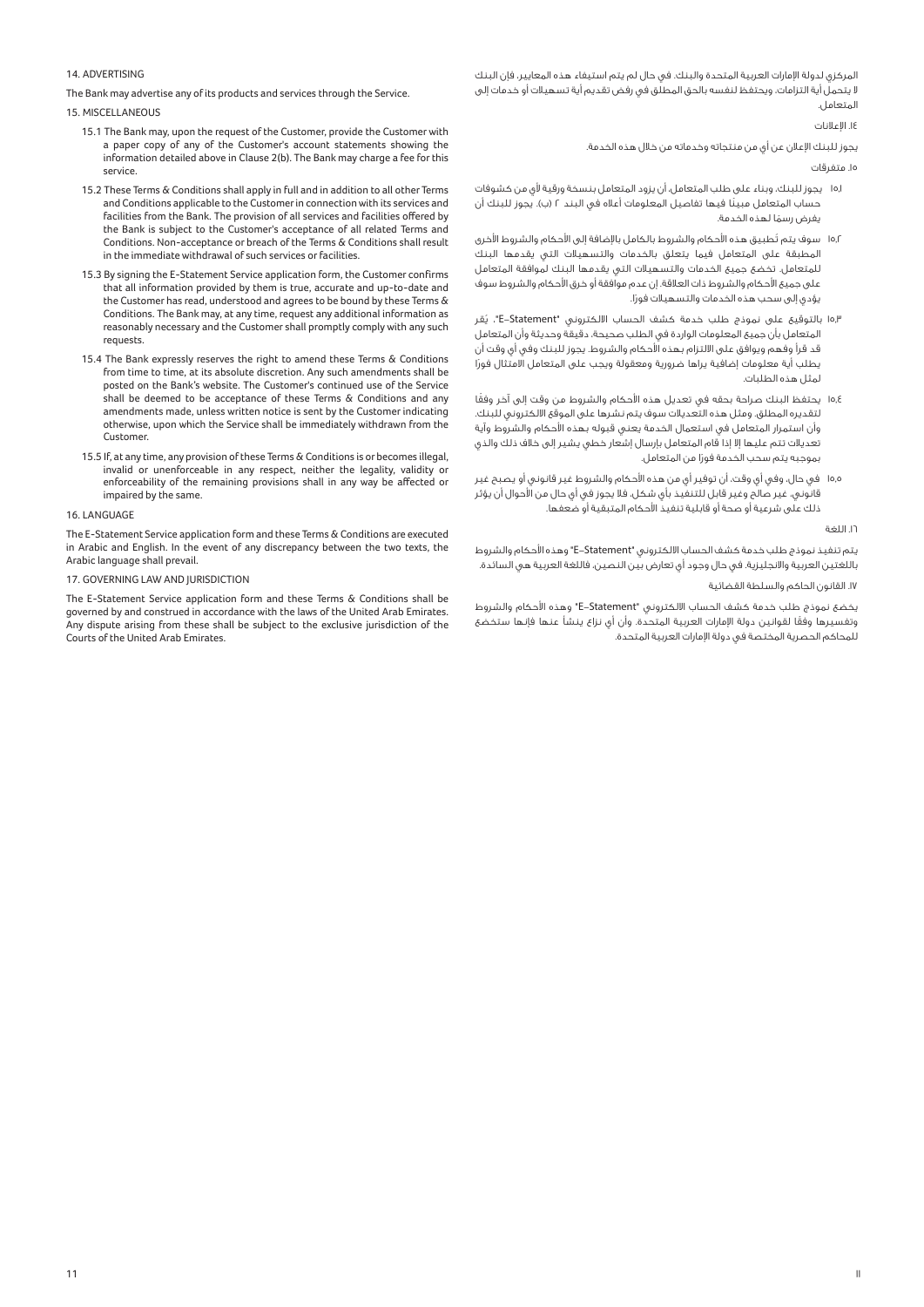## 14. ADVERTISING

The Bank may advertise any of its products and services through the Service.

## 15. MISCELLANEOUS

15.1 The Bank may, upon the request of the Customer, provide the Customer with a paper copy of any of the Customer's account statements showing the information detailed above in Clause 2(b). The Bank may charge a fee for this service.

15.2 These Terms & Conditions shall apply in full and in addition to all other Terms and Conditions applicable to the Customer in connection with its services and facilities from the Bank. The provision of all services and facilities offered by the Bank is subject to the Customer's acceptance of all related Terms and Conditions. Non-acceptance or breach of the Terms & Conditions shall result in the immediate withdrawal of such services or facilities.

15.3 By signing the E-Statement Service application form, the Customer confirms that all information provided by them is true, accurate and up-to-date and the Customer has read, understood and agrees to be bound by these Terms & Conditions. The Bank may, at any time, request any additional information as reasonably necessary and the Customer shall promptly comply with any such requests.

15.4 The Bank expressly reserves the right to amend these Terms & Conditions from time to time, at its absolute discretion. Any such amendments shall be posted on the Bank's website. The Customer's continued use of the Service shall be deemed to be acceptance of these Terms & Conditions and any amendments made, unless written notice is sent by the Customer indicating otherwise, upon which the Service shall be immediately withdrawn from the Customer.

15.5 If, at any time, any provision of these Terms & Conditions is or becomes illegal, invalid or unenforceable in any respect, neither the legality, validity or enforceability of the remaining provisions shall in any way be affected or impaired by the same.

## 16. LANGUAGE

The E-Statement Service application form and these Terms & Conditions are executed in Arabic and English. In the event of any discrepancy between the two texts, the Arabic language shall prevail.

## 17. GOVERNING LAW AND JURISDICTION

The E-Statement Service application form and these Terms & Conditions shall be governed by and construed in accordance with the laws of the United Arab Emirates. Any dispute arising from these shall be subject to the exclusive jurisdiction of the Courts of the United Arab Emirates.

المركزي لدولة الإمارات العربية المتحدة والبنك. في حال لم يتم استيفاء هذه المعايير، فإن البنك لا يتحمل أية التزامات، ويحتفظ لنفسه بالحق المطلق في رفض تقديم أية تسهيلات أو خدمات إلى المتعامل.

## ١٤. الإعلانات

يجوز للبنك الإعلان عن أي من منتجاته وخدماته من خلال هذه الخدمة.

## ١٥. متفرقات

١٥،١ يجوز للبنك، وبناء على طلب المتعامل، أن يزود المتعامل بنسخة ورقية لأي من كشوفات حساب المتعامل مبينًا فيها تفاصيل المعلومات أعلاه في البند ٢ (ب). يجوز للبنك أن يفرض رسمًا لهذه الخدمة.

١٥،٢ سوف يتم تطبيق هذه الأحكام والشروط بالكامل بالإضافة إلى الأحكام والشروط الأخرى المطبقة على المتعامل فيما يتعلق بالخدمات والتسهيلات التي يقدمها البنك للمتعامل. تخضع جميع الخدمات والتسهيلات التي يقدمها البنك لموافقة المتعامل على جميع الأحكام والشروط ذات العلاقة. إن عدم موافقة أو خرق الأحكام والشروط سوف يؤدي إلى سحب هذه الخدمات والتسهيلات فورًا.

١٥،٣ بالتوقيع على نموذج طلب خدمة كشف الحساب الالكتروني "E-Statement"، يُقر المتعامل بأن جميع المعلومات الواردة في الطلب صحيحة، دقيقة وحديثة وأن المتعامل قد قرأ وفهم ويوافق على الالتزام بهذه الأحكام والشروط. يجوز للبنك وفي أي وقت أن يطلب أية معلومات إضافية يراها ضرورية ومعقولة ويجب على المتعامل الامتثال فورًا لمثل هذه الطلبات.

١٥،٤ يحتفظ البنك صراحة بحقه في تعديل هذه الأحكام والشروط من وقت إلى آخر وفقًا لتقديره المطلق. ومثل هذه التعديلات سوف يتم نشرها على الموقع الالكتروني للبنك. وأن استمرار المتعامل في استعمال الخدمة يعني قبوله بهذه الأحكام والشروط وآية تعديلات تتم عليها إلا إذا قام المتعامل بإرسال إشعار خطي يشير إلى خلاف ذلك والذي بموجبه يتم سحب الخدمة فورًا من المتعامل.

١٥،٥ في حال، وفي أي وقت، أن توفير أي من هذه الأحكام والشروط غير قانوني أو يصبح غير قانوني، غير صالح وغير قابل للتنفيذ بأي شكل، فلا يجوز في أي حال من الأحوال أن يؤثر ذلك على شرعية أو صحة أو قابلية تنفيذ الأحكام المتبقية أو ضعفها.

## ١٦. اللغة

يتم تنفيذ نموذج طلب خدمة كشف الحساب الالكتروني "E-Statement" وهذه الأحكام والشروط باللغتين العربية والانجليزية. في حال وجود أي تعارض بين النصين، فاللغة العربية هي السائدة.

## ١٧. القانون الحاكم والسلطة القضائية

يخضع نموذج طلب خدمة كشف الحساب الالكتروني "E-Statement" وهذه الأحكام والشروط وتفسيرها وفقًا لقوانين دولة الإمارات العربية المتحدة. وأن أي نزاع ينشأ عنها فإنها ستخضع للمحاكم الحصرية المختصة في دولة الإمارات العربية المتحدة.